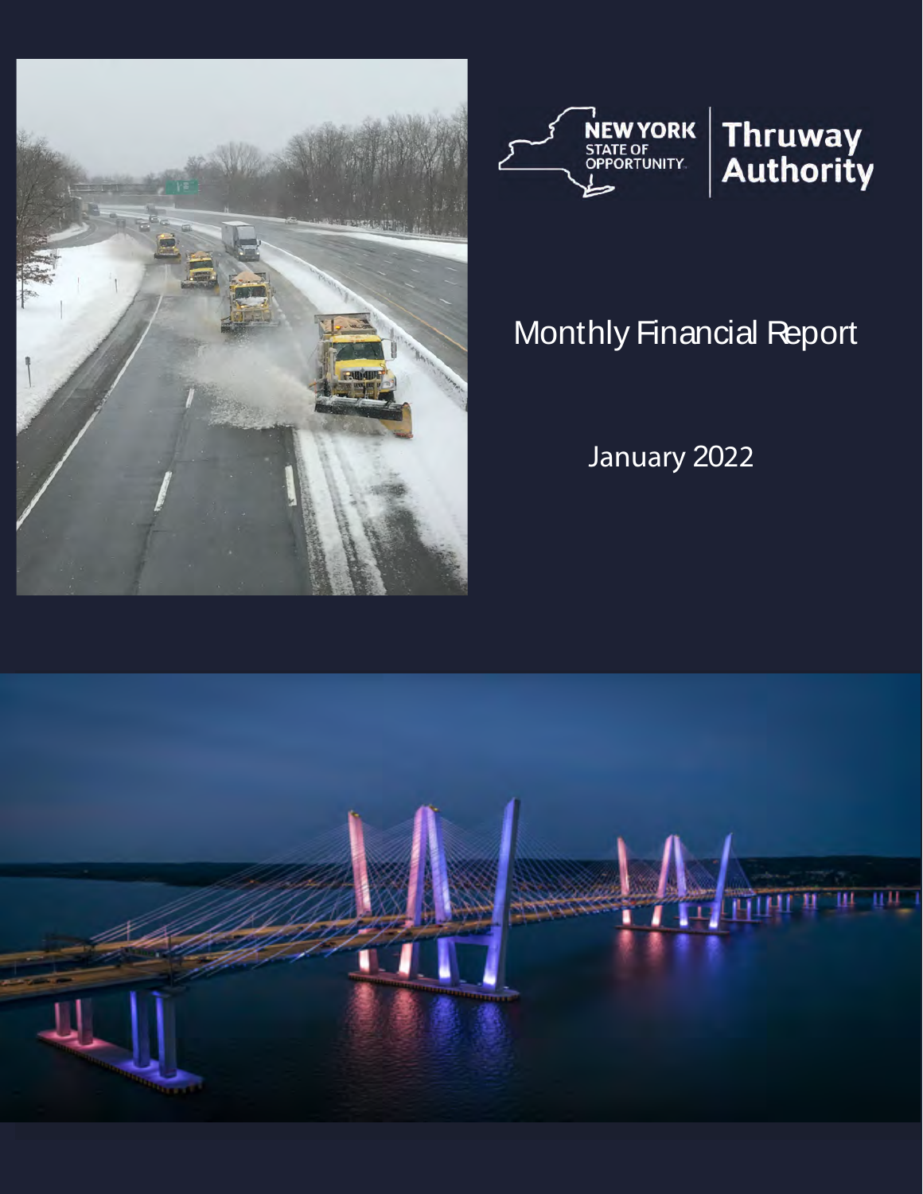NEW YORK STATE OF OPPORTUNITY | Thruway Authority

# Monthly Financial Report

January 2022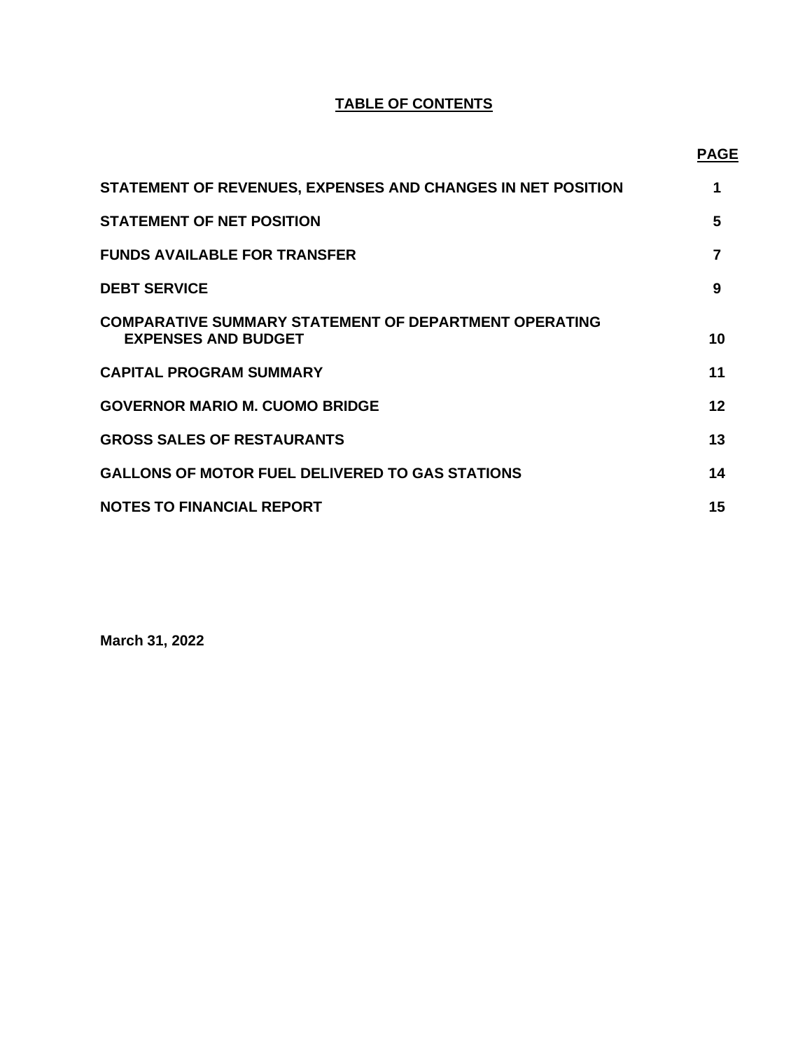# TABLE OF CONTENTS

| | PAGE |
|---|---|
| **STATEMENT OF REVENUES, EXPENSES AND CHANGES IN NET POSITION** | 1 |
| **STATEMENT OF NET POSITION** | 5 |
| **FUNDS AVAILABLE FOR TRANSFER** | 7 |
| **DEBT SERVICE** | 9 |
| **COMPARATIVE SUMMARY STATEMENT OF DEPARTMENT OPERATING EXPENSES AND BUDGET** | 10 |
| **CAPITAL PROGRAM SUMMARY** | 11 |
| **GOVERNOR MARIO M. CUOMO BRIDGE** | 12 |
| **GROSS SALES OF RESTAURANTS** | 13 |
| **GALLONS OF MOTOR FUEL DELIVERED TO GAS STATIONS** | 14 |
| **NOTES TO FINANCIAL REPORT** | 15 |

**March 31, 2022**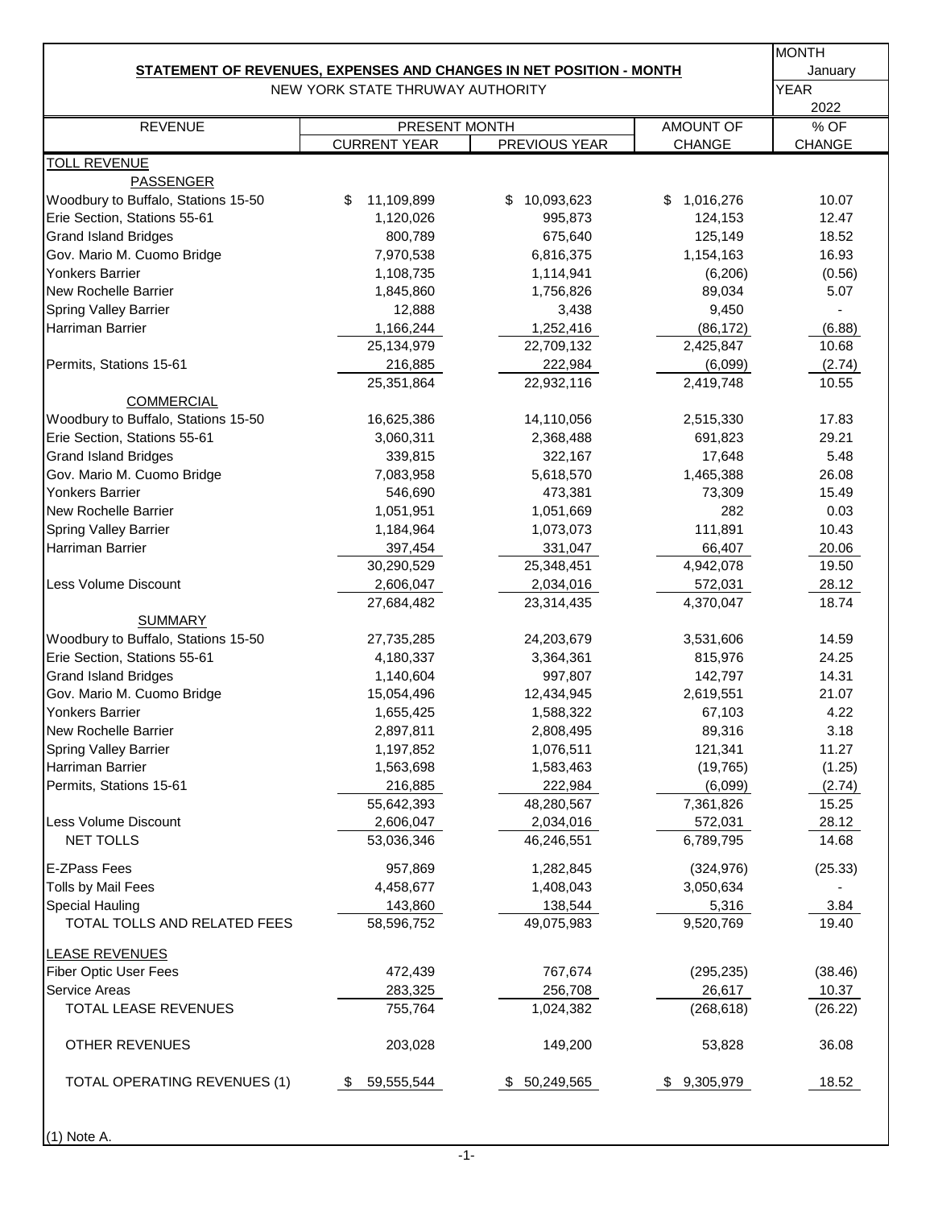## STATEMENT OF REVENUES, EXPENSES AND CHANGES IN NET POSITION - MONTH

NEW YORK STATE THRUWAY AUTHORITY

MONTH: January
YEAR: 2022

| REVENUE | PRESENT MONTH | | AMOUNT OF | % OF |
|---|---|---|---|---|
| | CURRENT YEAR | PREVIOUS YEAR | CHANGE | CHANGE |
| TOLL REVENUE | | | | |
| PASSENGER | | | | |
| Woodbury to Buffalo, Stations 15-50 | $ 11,109,899 | $ 10,093,623 | $ 1,016,276 | 10.07 |
| Erie Section, Stations 55-61 | 1,120,026 | 995,873 | 124,153 | 12.47 |
| Grand Island Bridges | 800,789 | 675,640 | 125,149 | 18.52 |
| Gov. Mario M. Cuomo Bridge | 7,970,538 | 6,816,375 | 1,154,163 | 16.93 |
| Yonkers Barrier | 1,108,735 | 1,114,941 | (6,206) | (0.56) |
| New Rochelle Barrier | 1,845,860 | 1,756,826 | 89,034 | 5.07 |
| Spring Valley Barrier | 12,888 | 3,438 | 9,450 | - |
| Harriman Barrier | 1,166,244 | 1,252,416 | (86,172) | (6.88) |
| | 25,134,979 | 22,709,132 | 2,425,847 | 10.68 |
| Permits, Stations 15-61 | 216,885 | 222,984 | (6,099) | (2.74) |
| | 25,351,864 | 22,932,116 | 2,419,748 | 10.55 |
| COMMERCIAL | | | | |
| Woodbury to Buffalo, Stations 15-50 | 16,625,386 | 14,110,056 | 2,515,330 | 17.83 |
| Erie Section, Stations 55-61 | 3,060,311 | 2,368,488 | 691,823 | 29.21 |
| Grand Island Bridges | 339,815 | 322,167 | 17,648 | 5.48 |
| Gov. Mario M. Cuomo Bridge | 7,083,958 | 5,618,570 | 1,465,388 | 26.08 |
| Yonkers Barrier | 546,690 | 473,381 | 73,309 | 15.49 |
| New Rochelle Barrier | 1,051,951 | 1,051,669 | 282 | 0.03 |
| Spring Valley Barrier | 1,184,964 | 1,073,073 | 111,891 | 10.43 |
| Harriman Barrier | 397,454 | 331,047 | 66,407 | 20.06 |
| | 30,290,529 | 25,348,451 | 4,942,078 | 19.50 |
| Less Volume Discount | 2,606,047 | 2,034,016 | 572,031 | 28.12 |
| | 27,684,482 | 23,314,435 | 4,370,047 | 18.74 |
| SUMMARY | | | | |
| Woodbury to Buffalo, Stations 15-50 | 27,735,285 | 24,203,679 | 3,531,606 | 14.59 |
| Erie Section, Stations 55-61 | 4,180,337 | 3,364,361 | 815,976 | 24.25 |
| Grand Island Bridges | 1,140,604 | 997,807 | 142,797 | 14.31 |
| Gov. Mario M. Cuomo Bridge | 15,054,496 | 12,434,945 | 2,619,551 | 21.07 |
| Yonkers Barrier | 1,655,425 | 1,588,322 | 67,103 | 4.22 |
| New Rochelle Barrier | 2,897,811 | 2,808,495 | 89,316 | 3.18 |
| Spring Valley Barrier | 1,197,852 | 1,076,511 | 121,341 | 11.27 |
| Harriman Barrier | 1,563,698 | 1,583,463 | (19,765) | (1.25) |
| Permits, Stations 15-61 | 216,885 | 222,984 | (6,099) | (2.74) |
| | 55,642,393 | 48,280,567 | 7,361,826 | 15.25 |
| Less Volume Discount | 2,606,047 | 2,034,016 | 572,031 | 28.12 |
| NET TOLLS | 53,036,346 | 46,246,551 | 6,789,795 | 14.68 |
| E-ZPass Fees | 957,869 | 1,282,845 | (324,976) | (25.33) |
| Tolls by Mail Fees | 4,458,677 | 1,408,043 | 3,050,634 | - |
| Special Hauling | 143,860 | 138,544 | 5,316 | 3.84 |
| TOTAL TOLLS AND RELATED FEES | 58,596,752 | 49,075,983 | 9,520,769 | 19.40 |
| LEASE REVENUES | | | | |
| Fiber Optic User Fees | 472,439 | 767,674 | (295,235) | (38.46) |
| Service Areas | 283,325 | 256,708 | 26,617 | 10.37 |
| TOTAL LEASE REVENUES | 755,764 | 1,024,382 | (268,618) | (26.22) |
| OTHER REVENUES | 203,028 | 149,200 | 53,828 | 36.08 |
| TOTAL OPERATING REVENUES (1) | $ 59,555,544 | $ 50,249,565 | $ 9,305,979 | 18.52 |

(1) Note A.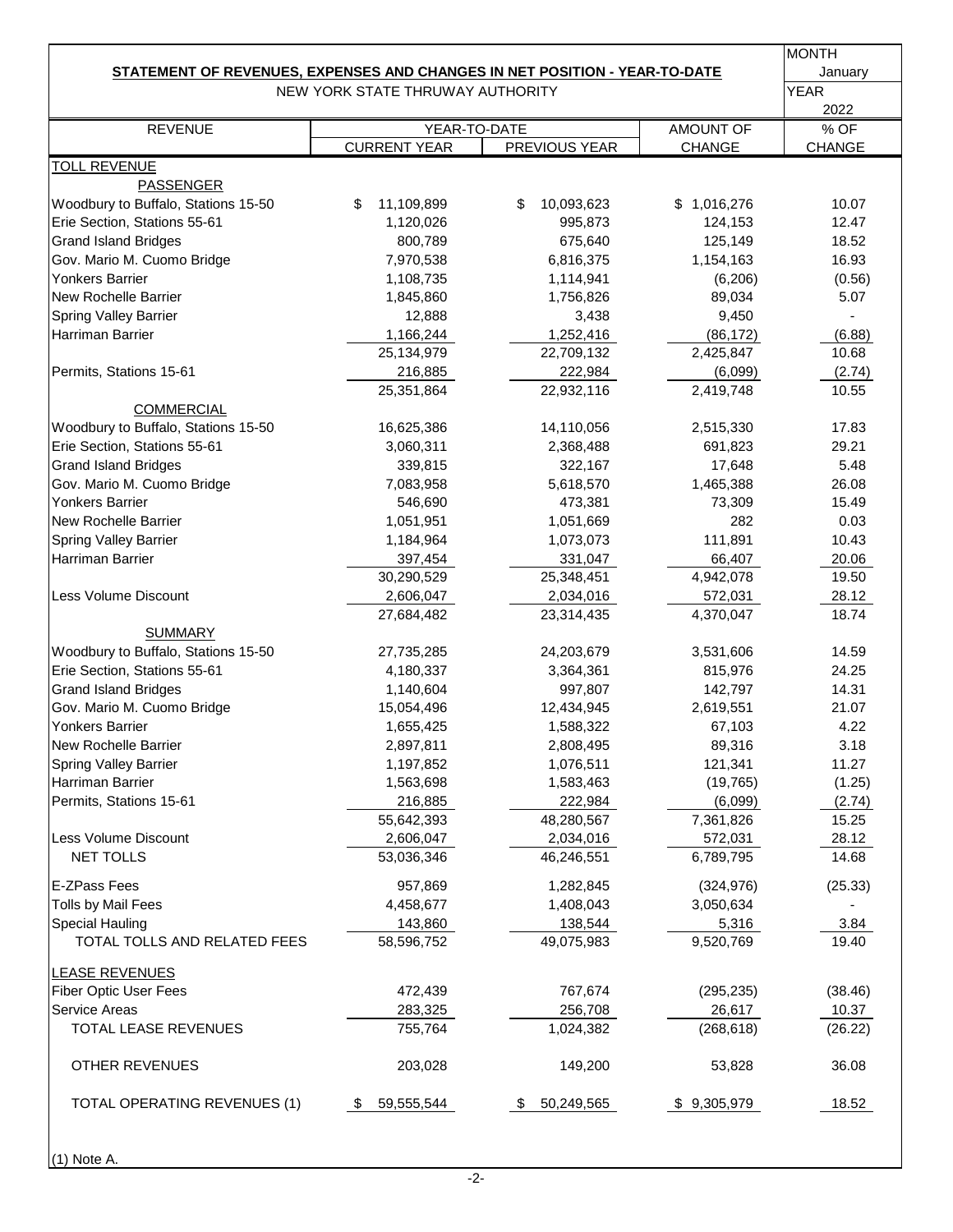## STATEMENT OF REVENUES, EXPENSES AND CHANGES IN NET POSITION - YEAR-TO-DATE

NEW YORK STATE THRUWAY AUTHORITY

MONTH: January
YEAR: 2022

| REVENUE | YEAR-TO-DATE | | AMOUNT OF | % OF |
|---|---|---|---|---|
| | CURRENT YEAR | PREVIOUS YEAR | CHANGE | CHANGE |
| **TOLL REVENUE** | | | | |
| PASSENGER | | | | |
| Woodbury to Buffalo, Stations 15-50 | $ 11,109,899 | $ 10,093,623 | $ 1,016,276 | 10.07 |
| Erie Section, Stations 55-61 | 1,120,026 | 995,873 | 124,153 | 12.47 |
| Grand Island Bridges | 800,789 | 675,640 | 125,149 | 18.52 |
| Gov. Mario M. Cuomo Bridge | 7,970,538 | 6,816,375 | 1,154,163 | 16.93 |
| Yonkers Barrier | 1,108,735 | 1,114,941 | (6,206) | (0.56) |
| New Rochelle Barrier | 1,845,860 | 1,756,826 | 89,034 | 5.07 |
| Spring Valley Barrier | 12,888 | 3,438 | 9,450 | - |
| Harriman Barrier | 1,166,244 | 1,252,416 | (86,172) | (6.88) |
| | 25,134,979 | 22,709,132 | 2,425,847 | 10.68 |
| Permits, Stations 15-61 | 216,885 | 222,984 | (6,099) | (2.74) |
| | 25,351,864 | 22,932,116 | 2,419,748 | 10.55 |
| COMMERCIAL | | | | |
| Woodbury to Buffalo, Stations 15-50 | 16,625,386 | 14,110,056 | 2,515,330 | 17.83 |
| Erie Section, Stations 55-61 | 3,060,311 | 2,368,488 | 691,823 | 29.21 |
| Grand Island Bridges | 339,815 | 322,167 | 17,648 | 5.48 |
| Gov. Mario M. Cuomo Bridge | 7,083,958 | 5,618,570 | 1,465,388 | 26.08 |
| Yonkers Barrier | 546,690 | 473,381 | 73,309 | 15.49 |
| New Rochelle Barrier | 1,051,951 | 1,051,669 | 282 | 0.03 |
| Spring Valley Barrier | 1,184,964 | 1,073,073 | 111,891 | 10.43 |
| Harriman Barrier | 397,454 | 331,047 | 66,407 | 20.06 |
| | 30,290,529 | 25,348,451 | 4,942,078 | 19.50 |
| Less Volume Discount | 2,606,047 | 2,034,016 | 572,031 | 28.12 |
| | 27,684,482 | 23,314,435 | 4,370,047 | 18.74 |
| SUMMARY | | | | |
| Woodbury to Buffalo, Stations 15-50 | 27,735,285 | 24,203,679 | 3,531,606 | 14.59 |
| Erie Section, Stations 55-61 | 4,180,337 | 3,364,361 | 815,976 | 24.25 |
| Grand Island Bridges | 1,140,604 | 997,807 | 142,797 | 14.31 |
| Gov. Mario M. Cuomo Bridge | 15,054,496 | 12,434,945 | 2,619,551 | 21.07 |
| Yonkers Barrier | 1,655,425 | 1,588,322 | 67,103 | 4.22 |
| New Rochelle Barrier | 2,897,811 | 2,808,495 | 89,316 | 3.18 |
| Spring Valley Barrier | 1,197,852 | 1,076,511 | 121,341 | 11.27 |
| Harriman Barrier | 1,563,698 | 1,583,463 | (19,765) | (1.25) |
| Permits, Stations 15-61 | 216,885 | 222,984 | (6,099) | (2.74) |
| | 55,642,393 | 48,280,567 | 7,361,826 | 15.25 |
| Less Volume Discount | 2,606,047 | 2,034,016 | 572,031 | 28.12 |
| NET TOLLS | 53,036,346 | 46,246,551 | 6,789,795 | 14.68 |
| E-ZPass Fees | 957,869 | 1,282,845 | (324,976) | (25.33) |
| Tolls by Mail Fees | 4,458,677 | 1,408,043 | 3,050,634 | - |
| Special Hauling | 143,860 | 138,544 | 5,316 | 3.84 |
| TOTAL TOLLS AND RELATED FEES | 58,596,752 | 49,075,983 | 9,520,769 | 19.40 |
| **LEASE REVENUES** | | | | |
| Fiber Optic User Fees | 472,439 | 767,674 | (295,235) | (38.46) |
| Service Areas | 283,325 | 256,708 | 26,617 | 10.37 |
| TOTAL LEASE REVENUES | 755,764 | 1,024,382 | (268,618) | (26.22) |
| OTHER REVENUES | 203,028 | 149,200 | 53,828 | 36.08 |
| TOTAL OPERATING REVENUES (1) | $ 59,555,544 | $ 50,249,565 | $ 9,305,979 | 18.52 |

(1) Note A.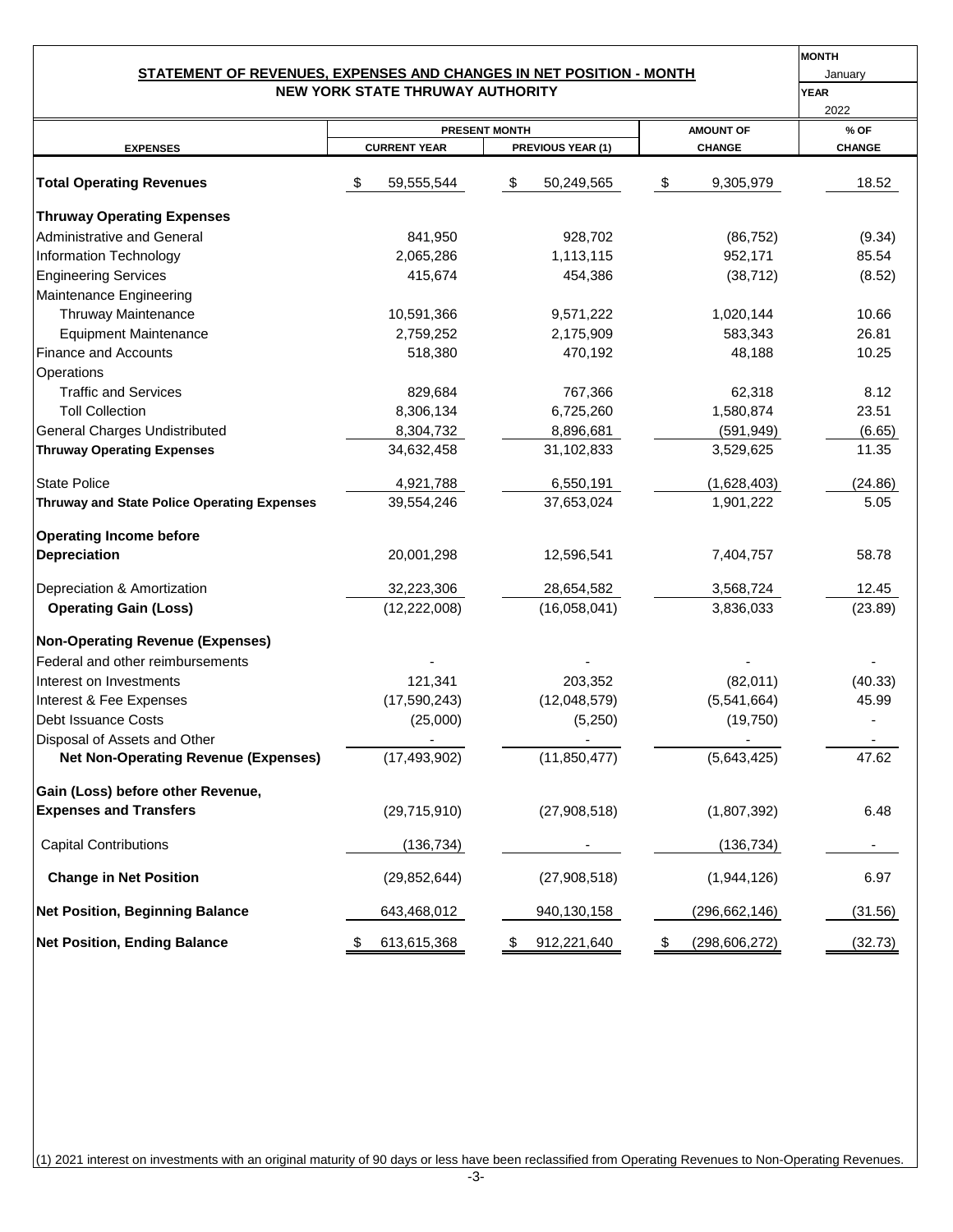## STATEMENT OF REVENUES, EXPENSES AND CHANGES IN NET POSITION - MONTH

### NEW YORK STATE THRUWAY AUTHORITY

MONTH: January
YEAR: 2022

| EXPENSES | PRESENT MONTH | | AMOUNT OF | % OF |
|---|---|---|---|---|
| | CURRENT YEAR | PREVIOUS YEAR (1) | CHANGE | CHANGE |
| **Total Operating Revenues** | $ 59,555,544 | $ 50,249,565 | $ 9,305,979 | 18.52 |
| **Thruway Operating Expenses** | | | | |
| Administrative and General | 841,950 | 928,702 | (86,752) | (9.34) |
| Information Technology | 2,065,286 | 1,113,115 | 952,171 | 85.54 |
| Engineering Services | 415,674 | 454,386 | (38,712) | (8.52) |
| Maintenance Engineering | | | | |
| Thruway Maintenance | 10,591,366 | 9,571,222 | 1,020,144 | 10.66 |
| Equipment Maintenance | 2,759,252 | 2,175,909 | 583,343 | 26.81 |
| Finance and Accounts | 518,380 | 470,192 | 48,188 | 10.25 |
| Operations | | | | |
| Traffic and Services | 829,684 | 767,366 | 62,318 | 8.12 |
| Toll Collection | 8,306,134 | 6,725,260 | 1,580,874 | 23.51 |
| General Charges Undistributed | 8,304,732 | 8,896,681 | (591,949) | (6.65) |
| **Thruway Operating Expenses** | 34,632,458 | 31,102,833 | 3,529,625 | 11.35 |
| State Police | 4,921,788 | 6,550,191 | (1,628,403) | (24.86) |
| **Thruway and State Police Operating Expenses** | 39,554,246 | 37,653,024 | 1,901,222 | 5.05 |
| **Operating Income before Depreciation** | 20,001,298 | 12,596,541 | 7,404,757 | 58.78 |
| Depreciation & Amortization | 32,223,306 | 28,654,582 | 3,568,724 | 12.45 |
| **Operating Gain (Loss)** | (12,222,008) | (16,058,041) | 3,836,033 | (23.89) |
| **Non-Operating Revenue (Expenses)** | | | | |
| Federal and other reimbursements | - | - | - | - |
| Interest on Investments | 121,341 | 203,352 | (82,011) | (40.33) |
| Interest & Fee Expenses | (17,590,243) | (12,048,579) | (5,541,664) | 45.99 |
| Debt Issuance Costs | (25,000) | (5,250) | (19,750) | - |
| Disposal of Assets and Other | - | - | - | - |
| **Net Non-Operating Revenue (Expenses)** | (17,493,902) | (11,850,477) | (5,643,425) | 47.62 |
| **Gain (Loss) before other Revenue, Expenses and Transfers** | (29,715,910) | (27,908,518) | (1,807,392) | 6.48 |
| Capital Contributions | (136,734) | - | (136,734) | - |
| **Change in Net Position** | (29,852,644) | (27,908,518) | (1,944,126) | 6.97 |
| **Net Position, Beginning Balance** | 643,468,012 | 940,130,158 | (296,662,146) | (31.56) |
| **Net Position, Ending Balance** | $ 613,615,368 | $ 912,221,640 | $ (298,606,272) | (32.73) |

(1) 2021 interest on investments with an original maturity of 90 days or less have been reclassified from Operating Revenues to Non-Operating Revenues.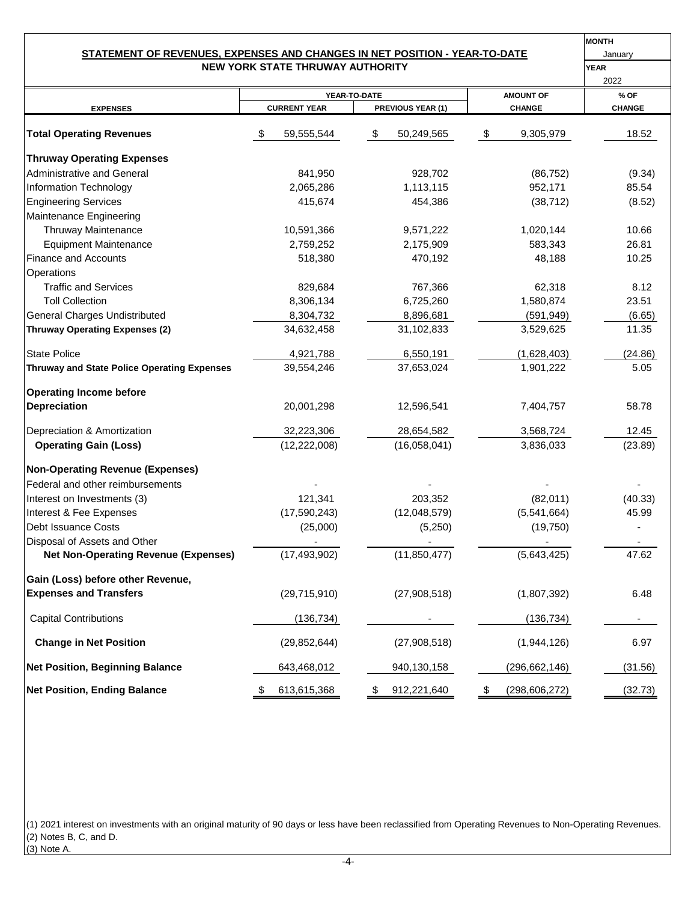## STATEMENT OF REVENUES, EXPENSES AND CHANGES IN NET POSITION - YEAR-TO-DATE

### NEW YORK STATE THRUWAY AUTHORITY

**MONTH** January
**YEAR** 2022

| EXPENSES | YEAR-TO-DATE CURRENT YEAR | YEAR-TO-DATE PREVIOUS YEAR (1) | AMOUNT OF CHANGE | % OF CHANGE |
|---|---|---|---|---|
| **Total Operating Revenues** | $ 59,555,544 | $ 50,249,565 | $ 9,305,979 | 18.52 |
| **Thruway Operating Expenses** | | | | |
| Administrative and General | 841,950 | 928,702 | (86,752) | (9.34) |
| Information Technology | 2,065,286 | 1,113,115 | 952,171 | 85.54 |
| Engineering Services | 415,674 | 454,386 | (38,712) | (8.52) |
| Maintenance Engineering | | | | |
| Thruway Maintenance | 10,591,366 | 9,571,222 | 1,020,144 | 10.66 |
| Equipment Maintenance | 2,759,252 | 2,175,909 | 583,343 | 26.81 |
| Finance and Accounts | 518,380 | 470,192 | 48,188 | 10.25 |
| Operations | | | | |
| Traffic and Services | 829,684 | 767,366 | 62,318 | 8.12 |
| Toll Collection | 8,306,134 | 6,725,260 | 1,580,874 | 23.51 |
| General Charges Undistributed | 8,304,732 | 8,896,681 | (591,949) | (6.65) |
| **Thruway Operating Expenses (2)** | 34,632,458 | 31,102,833 | 3,529,625 | 11.35 |
| State Police | 4,921,788 | 6,550,191 | (1,628,403) | (24.86) |
| **Thruway and State Police Operating Expenses** | 39,554,246 | 37,653,024 | 1,901,222 | 5.05 |
| **Operating Income before Depreciation** | 20,001,298 | 12,596,541 | 7,404,757 | 58.78 |
| Depreciation & Amortization | 32,223,306 | 28,654,582 | 3,568,724 | 12.45 |
| **Operating Gain (Loss)** | (12,222,008) | (16,058,041) | 3,836,033 | (23.89) |
| **Non-Operating Revenue (Expenses)** | | | | |
| Federal and other reimbursements | - | - | - | - |
| Interest on Investments (3) | 121,341 | 203,352 | (82,011) | (40.33) |
| Interest & Fee Expenses | (17,590,243) | (12,048,579) | (5,541,664) | 45.99 |
| Debt Issuance Costs | (25,000) | (5,250) | (19,750) | - |
| Disposal of Assets and Other | - | - | - | - |
| **Net Non-Operating Revenue (Expenses)** | (17,493,902) | (11,850,477) | (5,643,425) | 47.62 |
| **Gain (Loss) before other Revenue, Expenses and Transfers** | (29,715,910) | (27,908,518) | (1,807,392) | 6.48 |
| Capital Contributions | (136,734) | - | (136,734) | - |
| **Change in Net Position** | (29,852,644) | (27,908,518) | (1,944,126) | 6.97 |
| **Net Position, Beginning Balance** | 643,468,012 | 940,130,158 | (296,662,146) | (31.56) |
| **Net Position, Ending Balance** | $ 613,615,368 | $ 912,221,640 | $ (298,606,272) | (32.73) |

(1) 2021 interest on investments with an original maturity of 90 days or less have been reclassified from Operating Revenues to Non-Operating Revenues.
(2) Notes B, C, and D.
(3) Note A.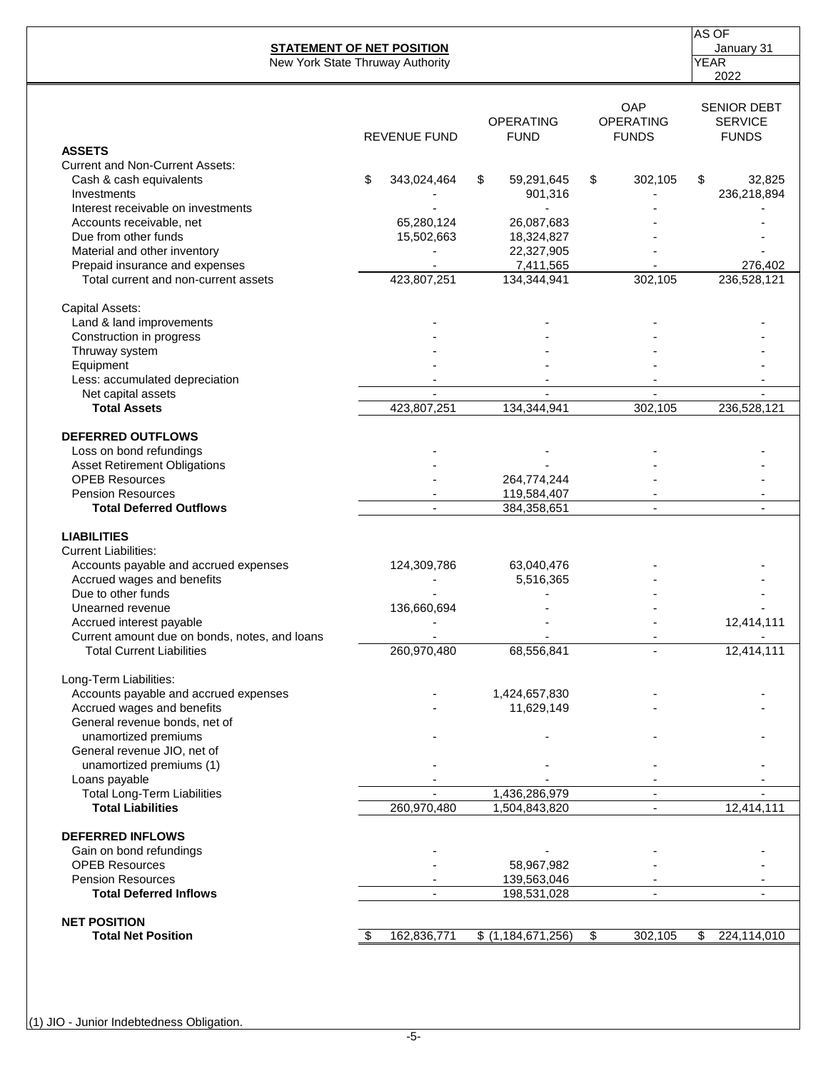**STATEMENT OF NET POSITION**
New York State Thruway Authority

AS OF January 31
YEAR 2022

| | REVENUE FUND | OPERATING FUND | OAP OPERATING FUNDS | SENIOR DEBT SERVICE FUNDS |
|---|---|---|---|---|
| **ASSETS** | | | | |
| Current and Non-Current Assets: | | | | |
| Cash & cash equivalents | $ 343,024,464 | $ 59,291,645 | $ 302,105 | $ 32,825 |
| Investments | - | 901,316 | - | 236,218,894 |
| Interest receivable on investments | - | - | - | - |
| Accounts receivable, net | 65,280,124 | 26,087,683 | - | - |
| Due from other funds | 15,502,663 | 18,324,827 | - | - |
| Material and other inventory | - | 22,327,905 | - | - |
| Prepaid insurance and expenses | - | 7,411,565 | - | 276,402 |
| Total current and non-current assets | 423,807,251 | 134,344,941 | 302,105 | 236,528,121 |
| Capital Assets: | | | | |
| Land & land improvements | - | - | - | - |
| Construction in progress | - | - | - | - |
| Thruway system | - | - | - | - |
| Equipment | - | - | - | - |
| Less: accumulated depreciation | - | - | - | - |
| Net capital assets | - | - | - | - |
| **Total Assets** | 423,807,251 | 134,344,941 | 302,105 | 236,528,121 |
| **DEFERRED OUTFLOWS** | | | | |
| Loss on bond refundings | - | - | - | - |
| Asset Retirement Obligations | - | - | - | - |
| OPEB Resources | - | 264,774,244 | - | - |
| Pension Resources | - | 119,584,407 | - | - |
| **Total Deferred Outflows** | - | 384,358,651 | - | - |
| **LIABILITIES** | | | | |
| Current Liabilities: | | | | |
| Accounts payable and accrued expenses | 124,309,786 | 63,040,476 | - | - |
| Accrued wages and benefits | - | 5,516,365 | - | - |
| Due to other funds | - | - | - | - |
| Unearned revenue | 136,660,694 | - | - | - |
| Accrued interest payable | - | - | - | 12,414,111 |
| Current amount due on bonds, notes, and loans | - | - | - | - |
| Total Current Liabilities | 260,970,480 | 68,556,841 | - | 12,414,111 |
| Long-Term Liabilities: | | | | |
| Accounts payable and accrued expenses | - | 1,424,657,830 | - | - |
| Accrued wages and benefits | - | 11,629,149 | - | - |
| General revenue bonds, net of unamortized premiums | - | - | - | - |
| General revenue JIO, net of unamortized premiums (1) | - | - | - | - |
| Loans payable | - | - | - | - |
| Total Long-Term Liabilities | - | 1,436,286,979 | - | - |
| **Total Liabilities** | 260,970,480 | 1,504,843,820 | - | 12,414,111 |
| **DEFERRED INFLOWS** | | | | |
| Gain on bond refundings | - | - | - | - |
| OPEB Resources | - | 58,967,982 | - | - |
| Pension Resources | - | 139,563,046 | - | - |
| **Total Deferred Inflows** | - | 198,531,028 | - | - |
| **NET POSITION** | | | | |
| **Total Net Position** | $ 162,836,771 | $ (1,184,671,256) | $ 302,105 | $ 224,114,010 |

(1) JIO - Junior Indebtedness Obligation.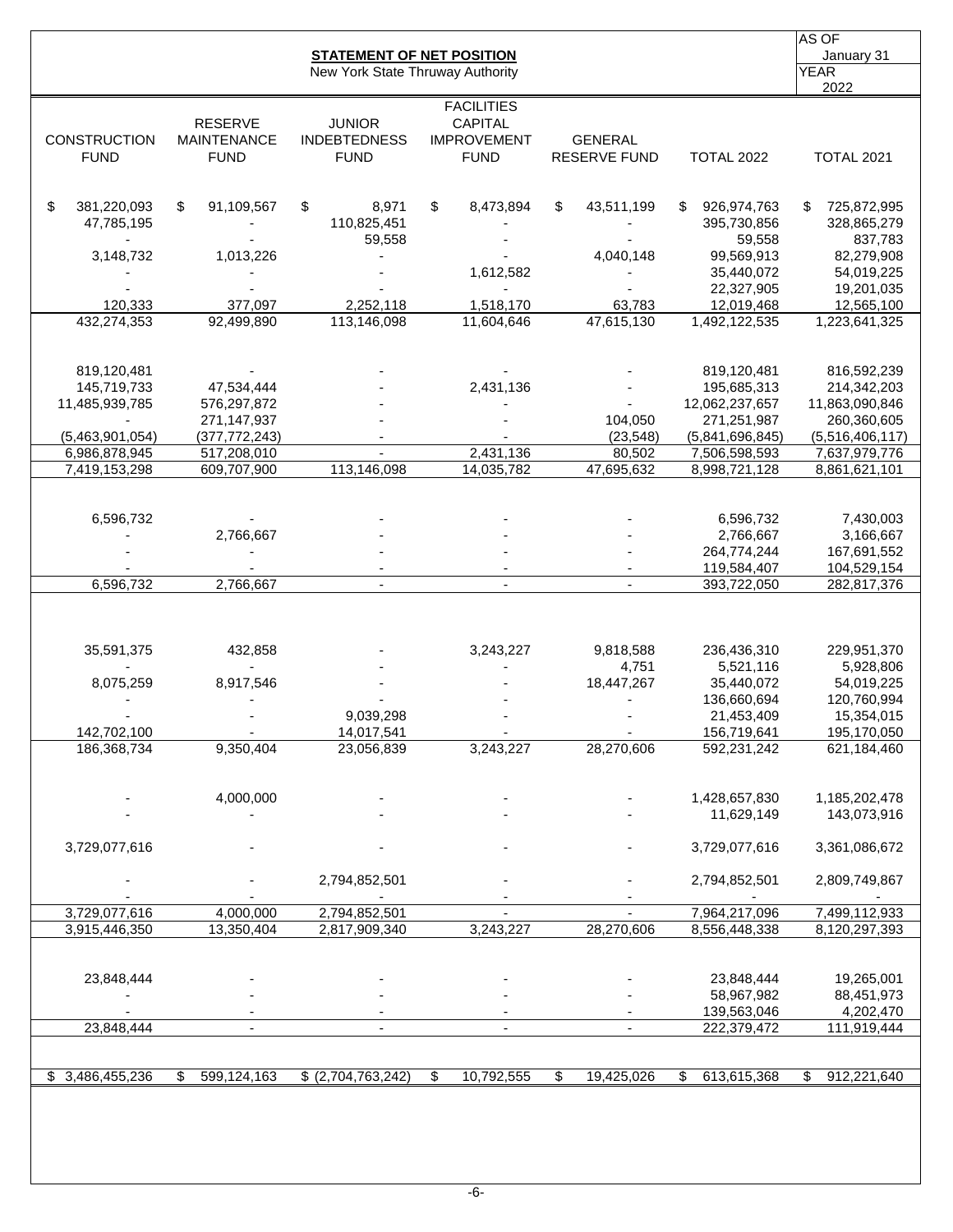**STATEMENT OF NET POSITION**

New York State Thruway Authority

AS OF January 31

YEAR 2022

| CONSTRUCTION FUND | RESERVE MAINTENANCE FUND | JUNIOR INDEBTEDNESS FUND | FACILITIES CAPITAL IMPROVEMENT FUND | GENERAL RESERVE FUND | TOTAL 2022 | TOTAL 2021 |
|---|---|---|---|---|---|---|
| $ 381,220,093 | $ 91,109,567 | $ 8,971 | $ 8,473,894 | $ 43,511,199 | $ 926,974,763 | $ 725,872,995 |
| 47,785,195 | - | 110,825,451 | - | - | 395,730,856 | 328,865,279 |
| - | - | 59,558 | - | - | 59,558 | 837,783 |
| 3,148,732 | 1,013,226 | - | - | 4,040,148 | 99,569,913 | 82,279,908 |
| - | - | - | 1,612,582 | - | 35,440,072 | 54,019,225 |
| - | - | - | - | - | 22,327,905 | 19,201,035 |
| 120,333 | 377,097 | 2,252,118 | 1,518,170 | 63,783 | 12,019,468 | 12,565,100 |
| 432,274,353 | 92,499,890 | 113,146,098 | 11,604,646 | 47,615,130 | 1,492,122,535 | 1,223,641,325 |
| | | | | | | |
| 819,120,481 | - | - | - | - | 819,120,481 | 816,592,239 |
| 145,719,733 | 47,534,444 | - | 2,431,136 | - | 195,685,313 | 214,342,203 |
| 11,485,939,785 | 576,297,872 | - | - | - | 12,062,237,657 | 11,863,090,846 |
| - | 271,147,937 | - | - | 104,050 | 271,251,987 | 260,360,605 |
| (5,463,901,054) | (377,772,243) | - | - | (23,548) | (5,841,696,845) | (5,516,406,117) |
| 6,986,878,945 | 517,208,010 | - | 2,431,136 | 80,502 | 7,506,598,593 | 7,637,979,776 |
| 7,419,153,298 | 609,707,900 | 113,146,098 | 14,035,782 | 47,695,632 | 8,998,721,128 | 8,861,621,101 |
| | | | | | | |
| 6,596,732 | - | - | - | - | 6,596,732 | 7,430,003 |
| - | 2,766,667 | - | - | - | 2,766,667 | 3,166,667 |
| - | - | - | - | - | 264,774,244 | 167,691,552 |
| - | - | - | - | - | 119,584,407 | 104,529,154 |
| 6,596,732 | 2,766,667 | - | - | - | 393,722,050 | 282,817,376 |
| | | | | | | |
| 35,591,375 | 432,858 | - | 3,243,227 | 9,818,588 | 236,436,310 | 229,951,370 |
| - | - | - | - | 4,751 | 5,521,116 | 5,928,806 |
| 8,075,259 | 8,917,546 | - | - | 18,447,267 | 35,440,072 | 54,019,225 |
| - | - | - | - | - | 136,660,694 | 120,760,994 |
| - | - | 9,039,298 | - | - | 21,453,409 | 15,354,015 |
| 142,702,100 | - | 14,017,541 | - | - | 156,719,641 | 195,170,050 |
| 186,368,734 | 9,350,404 | 23,056,839 | 3,243,227 | 28,270,606 | 592,231,242 | 621,184,460 |
| | | | | | | |
| - | 4,000,000 | - | - | - | 1,428,657,830 | 1,185,202,478 |
| - | - | - | - | - | 11,629,149 | 143,073,916 |
| 3,729,077,616 | - | - | - | - | 3,729,077,616 | 3,361,086,672 |
| - | - | 2,794,852,501 | - | - | 2,794,852,501 | 2,809,749,867 |
| - | - | - | - | - | - | - |
| 3,729,077,616 | 4,000,000 | 2,794,852,501 | - | - | 7,964,217,096 | 7,499,112,933 |
| 3,915,446,350 | 13,350,404 | 2,817,909,340 | 3,243,227 | 28,270,606 | 8,556,448,338 | 8,120,297,393 |
| | | | | | | |
| 23,848,444 | - | - | - | - | 23,848,444 | 19,265,001 |
| - | - | - | - | - | 58,967,982 | 88,451,973 |
| - | - | - | - | - | 139,563,046 | 4,202,470 |
| 23,848,444 | - | - | - | - | 222,379,472 | 111,919,444 |
| | | | | | | |
| $ 3,486,455,236 | $ 599,124,163 | $ (2,704,763,242) | $ 10,792,555 | $ 19,425,026 | $ 613,615,368 | $ 912,221,640 |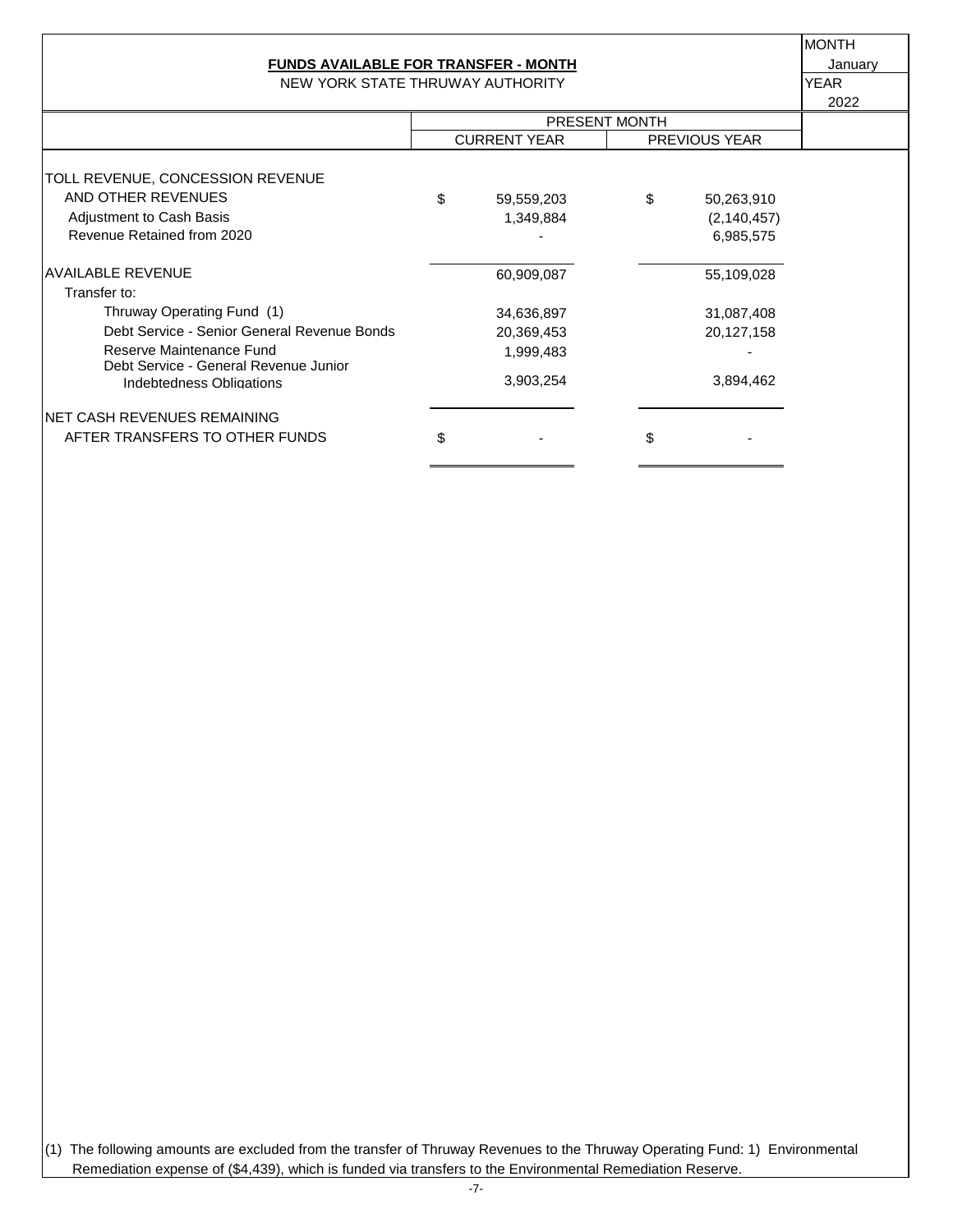## FUNDS AVAILABLE FOR TRANSFER - MONTH

NEW YORK STATE THRUWAY AUTHORITY

MONTH: January
YEAR: 2022

| | PRESENT MONTH | |
|---|---|---|
| | CURRENT YEAR | PREVIOUS YEAR |
| TOLL REVENUE, CONCESSION REVENUE AND OTHER REVENUES | $ 59,559,203 | $ 50,263,910 |
| Adjustment to Cash Basis | 1,349,884 | (2,140,457) |
| Revenue Retained from 2020 | - | 6,985,575 |
| AVAILABLE REVENUE | 60,909,087 | 55,109,028 |
| Transfer to: | | |
| Thruway Operating Fund (1) | 34,636,897 | 31,087,408 |
| Debt Service - Senior General Revenue Bonds | 20,369,453 | 20,127,158 |
| Reserve Maintenance Fund | 1,999,483 | - |
| Debt Service - General Revenue Junior Indebtedness Obligations | 3,903,254 | 3,894,462 |
| NET CASH REVENUES REMAINING AFTER TRANSFERS TO OTHER FUNDS | $ - | $ - |

(1) The following amounts are excluded from the transfer of Thruway Revenues to the Thruway Operating Fund: 1) Environmental Remediation expense of ($4,439), which is funded via transfers to the Environmental Remediation Reserve.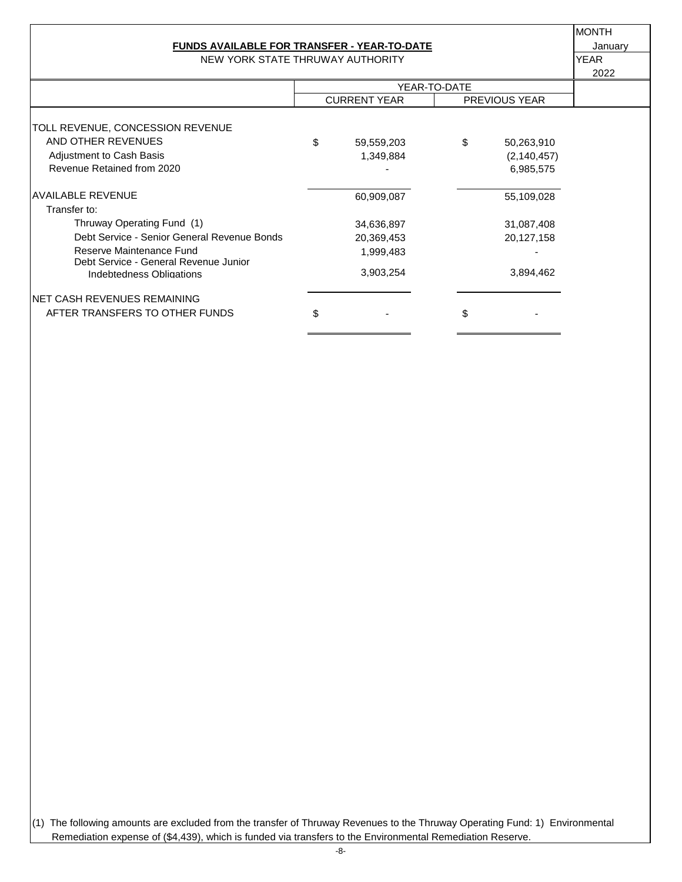## FUNDS AVAILABLE FOR TRANSFER - YEAR-TO-DATE

NEW YORK STATE THRUWAY AUTHORITY

MONTH: January
YEAR: 2022

| | YEAR-TO-DATE | |
|---|---|---|
| | CURRENT YEAR | PREVIOUS YEAR |
| TOLL REVENUE, CONCESSION REVENUE AND OTHER REVENUES | $ 59,559,203 | $ 50,263,910 |
| Adjustment to Cash Basis | 1,349,884 | (2,140,457) |
| Revenue Retained from 2020 | - | 6,985,575 |
| AVAILABLE REVENUE | 60,909,087 | 55,109,028 |
| Transfer to: | | |
| Thruway Operating Fund (1) | 34,636,897 | 31,087,408 |
| Debt Service - Senior General Revenue Bonds | 20,369,453 | 20,127,158 |
| Reserve Maintenance Fund | 1,999,483 | - |
| Debt Service - General Revenue Junior Indebtedness Obligations | 3,903,254 | 3,894,462 |
| NET CASH REVENUES REMAINING AFTER TRANSFERS TO OTHER FUNDS | $ - | $ - |

(1) The following amounts are excluded from the transfer of Thruway Revenues to the Thruway Operating Fund: 1) Environmental Remediation expense of ($4,439), which is funded via transfers to the Environmental Remediation Reserve.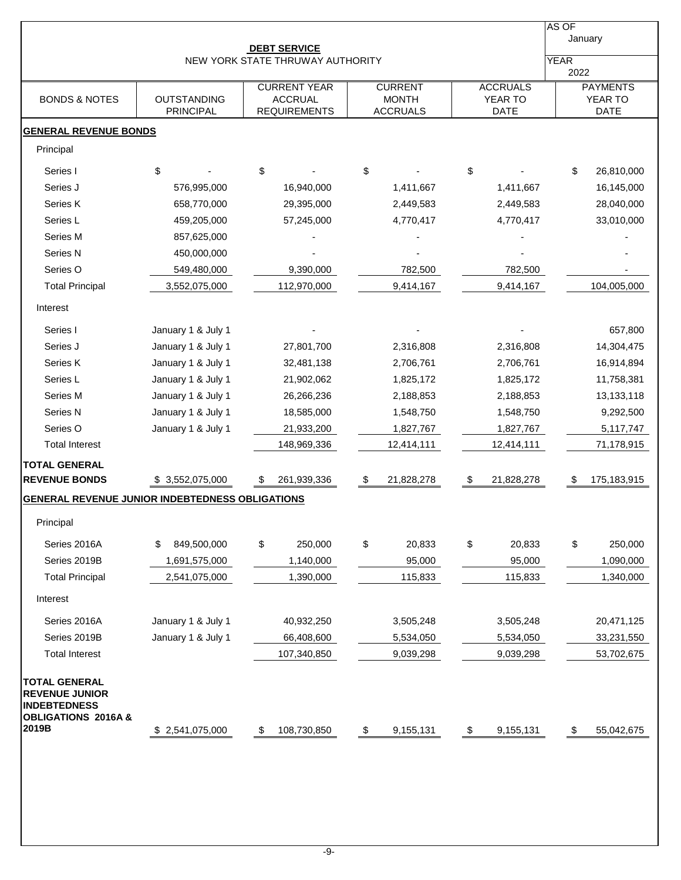# DEBT SERVICE

NEW YORK STATE THRUWAY AUTHORITY

AS OF January

YEAR 2022

| BONDS & NOTES | OUTSTANDING PRINCIPAL | CURRENT YEAR ACCRUAL REQUIREMENTS | CURRENT MONTH ACCRUALS | ACCRUALS YEAR TO DATE | PAYMENTS YEAR TO DATE |
|---|---|---|---|---|---|
| **GENERAL REVENUE BONDS** | | | | | |
| Principal | | | | | |
| Series I | $ - | $ - | $ - | $ - | $ 26,810,000 |
| Series J | 576,995,000 | 16,940,000 | 1,411,667 | 1,411,667 | 16,145,000 |
| Series K | 658,770,000 | 29,395,000 | 2,449,583 | 2,449,583 | 28,040,000 |
| Series L | 459,205,000 | 57,245,000 | 4,770,417 | 4,770,417 | 33,010,000 |
| Series M | 857,625,000 | - | - | - | - |
| Series N | 450,000,000 | - | - | - | - |
| Series O | 549,480,000 | 9,390,000 | 782,500 | 782,500 | - |
| Total Principal | 3,552,075,000 | 112,970,000 | 9,414,167 | 9,414,167 | 104,005,000 |
| Interest | | | | | |
| Series I | January 1 & July 1 | - | - | - | 657,800 |
| Series J | January 1 & July 1 | 27,801,700 | 2,316,808 | 2,316,808 | 14,304,475 |
| Series K | January 1 & July 1 | 32,481,138 | 2,706,761 | 2,706,761 | 16,914,894 |
| Series L | January 1 & July 1 | 21,902,062 | 1,825,172 | 1,825,172 | 11,758,381 |
| Series M | January 1 & July 1 | 26,266,236 | 2,188,853 | 2,188,853 | 13,133,118 |
| Series N | January 1 & July 1 | 18,585,000 | 1,548,750 | 1,548,750 | 9,292,500 |
| Series O | January 1 & July 1 | 21,933,200 | 1,827,767 | 1,827,767 | 5,117,747 |
| Total Interest | | 148,969,336 | 12,414,111 | 12,414,111 | 71,178,915 |
| **TOTAL GENERAL REVENUE BONDS** | $ 3,552,075,000 | $ 261,939,336 | $ 21,828,278 | $ 21,828,278 | $ 175,183,915 |
| **GENERAL REVENUE JUNIOR INDEBTEDNESS OBLIGATIONS** | | | | | |
| Principal | | | | | |
| Series 2016A | $ 849,500,000 | $ 250,000 | $ 20,833 | $ 20,833 | $ 250,000 |
| Series 2019B | 1,691,575,000 | 1,140,000 | 95,000 | 95,000 | 1,090,000 |
| Total Principal | 2,541,075,000 | 1,390,000 | 115,833 | 115,833 | 1,340,000 |
| Interest | | | | | |
| Series 2016A | January 1 & July 1 | 40,932,250 | 3,505,248 | 3,505,248 | 20,471,125 |
| Series 2019B | January 1 & July 1 | 66,408,600 | 5,534,050 | 5,534,050 | 33,231,550 |
| Total Interest | | 107,340,850 | 9,039,298 | 9,039,298 | 53,702,675 |
| **TOTAL GENERAL REVENUE JUNIOR INDEBTEDNESS OBLIGATIONS 2016A & 2019B** | $ 2,541,075,000 | $ 108,730,850 | $ 9,155,131 | $ 9,155,131 | $ 55,042,675 |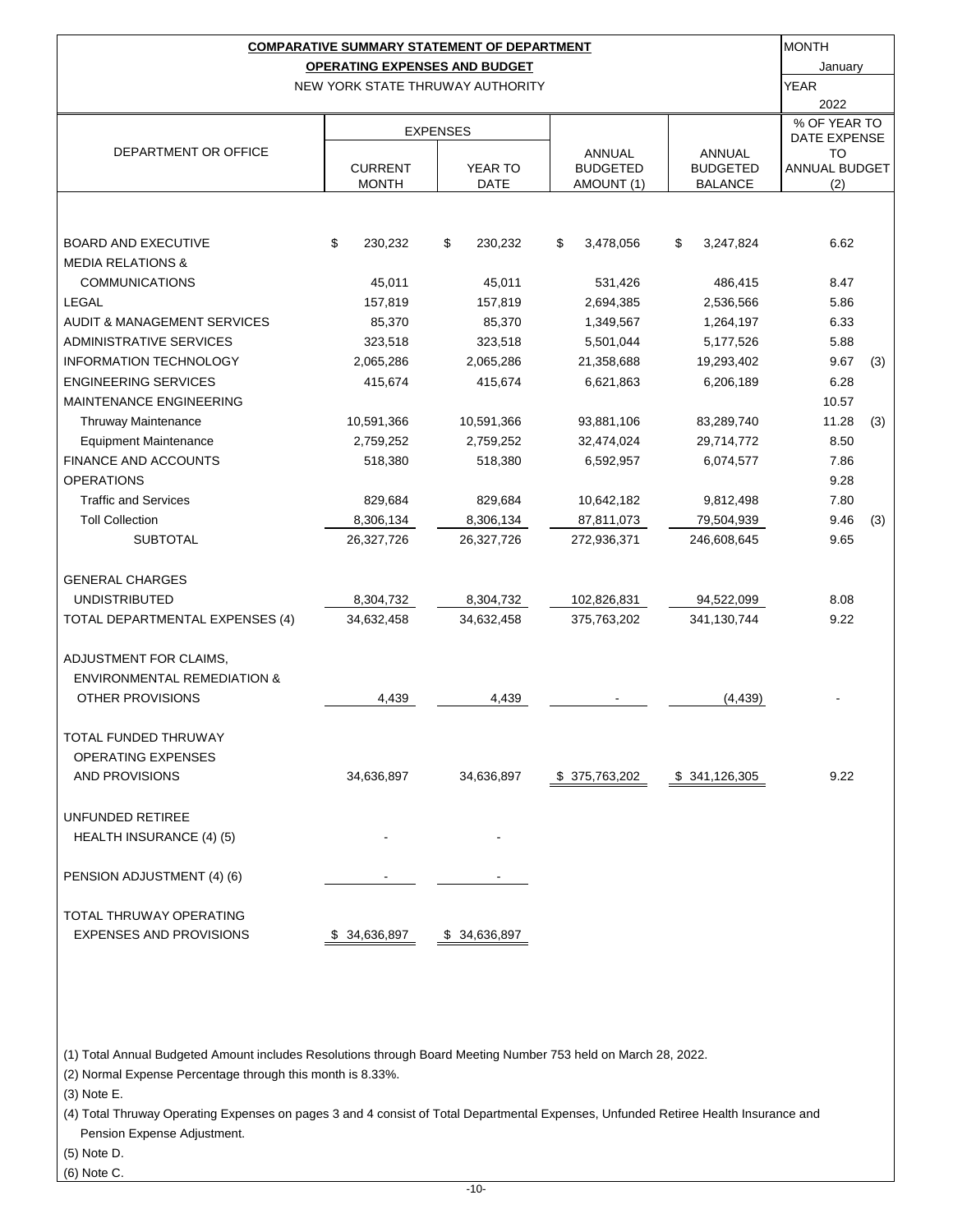**COMPARATIVE SUMMARY STATEMENT OF DEPARTMENT**

**OPERATING EXPENSES AND BUDGET**

NEW YORK STATE THRUWAY AUTHORITY

MONTH: January

YEAR: 2022

| DEPARTMENT OR OFFICE | EXPENSES | | ANNUAL BUDGETED AMOUNT (1) | ANNUAL BUDGETED BALANCE | % OF YEAR TO DATE EXPENSE TO ANNUAL BUDGET (2) |
|---|---|---|---|---|---|
| | CURRENT MONTH | YEAR TO DATE | | | |
| BOARD AND EXECUTIVE | $ 230,232 | $ 230,232 | $ 3,478,056 | $ 3,247,824 | 6.62 |
| MEDIA RELATIONS & COMMUNICATIONS | 45,011 | 45,011 | 531,426 | 486,415 | 8.47 |
| LEGAL | 157,819 | 157,819 | 2,694,385 | 2,536,566 | 5.86 |
| AUDIT & MANAGEMENT SERVICES | 85,370 | 85,370 | 1,349,567 | 1,264,197 | 6.33 |
| ADMINISTRATIVE SERVICES | 323,518 | 323,518 | 5,501,044 | 5,177,526 | 5.88 |
| INFORMATION TECHNOLOGY | 2,065,286 | 2,065,286 | 21,358,688 | 19,293,402 | 9.67 (3) |
| ENGINEERING SERVICES | 415,674 | 415,674 | 6,621,863 | 6,206,189 | 6.28 |
| MAINTENANCE ENGINEERING | | | | | 10.57 |
| Thruway Maintenance | 10,591,366 | 10,591,366 | 93,881,106 | 83,289,740 | 11.28 (3) |
| Equipment Maintenance | 2,759,252 | 2,759,252 | 32,474,024 | 29,714,772 | 8.50 |
| FINANCE AND ACCOUNTS | 518,380 | 518,380 | 6,592,957 | 6,074,577 | 7.86 |
| OPERATIONS | | | | | 9.28 |
| Traffic and Services | 829,684 | 829,684 | 10,642,182 | 9,812,498 | 7.80 |
| Toll Collection | 8,306,134 | 8,306,134 | 87,811,073 | 79,504,939 | 9.46 (3) |
| SUBTOTAL | 26,327,726 | 26,327,726 | 272,936,371 | 246,608,645 | 9.65 |
| GENERAL CHARGES UNDISTRIBUTED | 8,304,732 | 8,304,732 | 102,826,831 | 94,522,099 | 8.08 |
| TOTAL DEPARTMENTAL EXPENSES (4) | 34,632,458 | 34,632,458 | 375,763,202 | 341,130,744 | 9.22 |
| ADJUSTMENT FOR CLAIMS, ENVIRONMENTAL REMEDIATION & OTHER PROVISIONS | 4,439 | 4,439 | - | (4,439) | - |
| TOTAL FUNDED THRUWAY OPERATING EXPENSES AND PROVISIONS | 34,636,897 | 34,636,897 | $ 375,763,202 | $ 341,126,305 | 9.22 |
| UNFUNDED RETIREE HEALTH INSURANCE (4) (5) | - | - | | | |
| PENSION ADJUSTMENT (4) (6) | - | - | | | |
| TOTAL THRUWAY OPERATING EXPENSES AND PROVISIONS | $ 34,636,897 | $ 34,636,897 | | | |

(1) Total Annual Budgeted Amount includes Resolutions through Board Meeting Number 753 held on March 28, 2022.

(2) Normal Expense Percentage through this month is 8.33%.

(3) Note E.

(4) Total Thruway Operating Expenses on pages 3 and 4 consist of Total Departmental Expenses, Unfunded Retiree Health Insurance and Pension Expense Adjustment.

(5) Note D.

(6) Note C.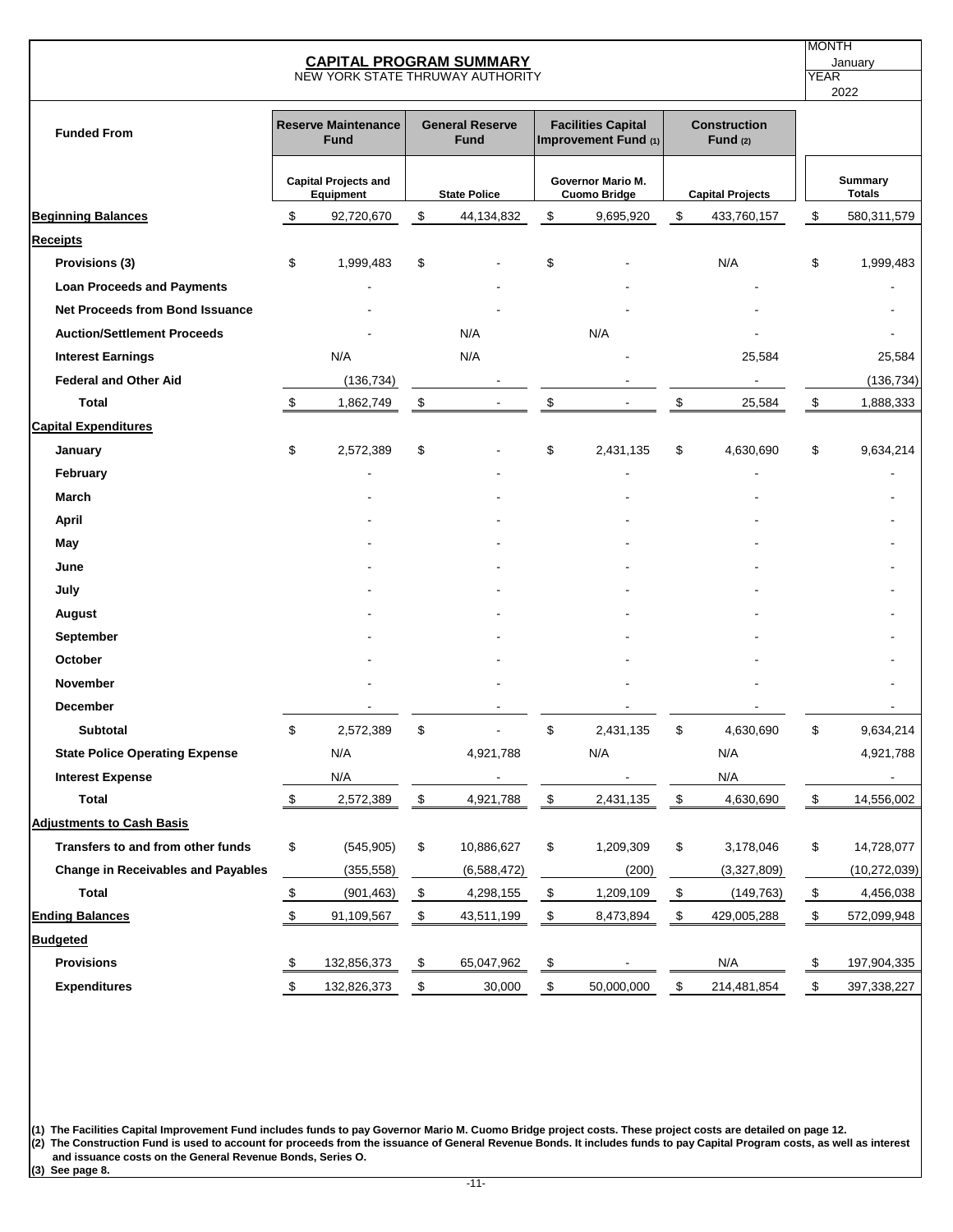# CAPITAL PROGRAM SUMMARY

NEW YORK STATE THRUWAY AUTHORITY

MONTH: January
YEAR: 2022

| Funded From | Reserve Maintenance Fund | General Reserve Fund | Facilities Capital Improvement Fund (1) | Construction Fund (2) | |
|---|---|---|---|---|---|
| | Capital Projects and Equipment | State Police | Governor Mario M. Cuomo Bridge | Capital Projects | Summary Totals |
| **Beginning Balances** | $ 92,720,670 | $ 44,134,832 | $ 9,695,920 | $ 433,760,157 | $ 580,311,579 |
| **Receipts** | | | | | |
| Provisions (3) | $ 1,999,483 | $ - | $ - | N/A | $ 1,999,483 |
| Loan Proceeds and Payments | - | - | - | - | - |
| Net Proceeds from Bond Issuance | - | - | - | - | - |
| Auction/Settlement Proceeds | - | N/A | N/A | - | - |
| Interest Earnings | N/A | N/A | - | 25,584 | 25,584 |
| Federal and Other Aid | (136,734) | - | - | - | (136,734) |
| Total | $ 1,862,749 | $ - | $ - | $ 25,584 | $ 1,888,333 |
| **Capital Expenditures** | | | | | |
| January | $ 2,572,389 | $ - | $ 2,431,135 | $ 4,630,690 | $ 9,634,214 |
| February | - | - | - | - | - |
| March | - | - | - | - | - |
| April | - | - | - | - | - |
| May | - | - | - | - | - |
| June | - | - | - | - | - |
| July | - | - | - | - | - |
| August | - | - | - | - | - |
| September | - | - | - | - | - |
| October | - | - | - | - | - |
| November | - | - | - | - | - |
| December | - | - | - | - | - |
| Subtotal | $ 2,572,389 | $ - | $ 2,431,135 | $ 4,630,690 | $ 9,634,214 |
| State Police Operating Expense | N/A | 4,921,788 | N/A | N/A | 4,921,788 |
| Interest Expense | N/A | - | - | N/A | - |
| Total | $ 2,572,389 | $ 4,921,788 | $ 2,431,135 | $ 4,630,690 | $ 14,556,002 |
| **Adjustments to Cash Basis** | | | | | |
| Transfers to and from other funds | $ (545,905) | $ 10,886,627 | $ 1,209,309 | $ 3,178,046 | $ 14,728,077 |
| Change in Receivables and Payables | (355,558) | (6,588,472) | (200) | (3,327,809) | (10,272,039) |
| Total | $ (901,463) | $ 4,298,155 | $ 1,209,109 | $ (149,763) | $ 4,456,038 |
| **Ending Balances** | $ 91,109,567 | $ 43,511,199 | $ 8,473,894 | $ 429,005,288 | $ 572,099,948 |
| **Budgeted** | | | | | |
| Provisions | $ 132,856,373 | $ 65,047,962 | $ - | N/A | $ 197,904,335 |
| Expenditures | $ 132,826,373 | $ 30,000 | $ 50,000,000 | $ 214,481,854 | $ 397,338,227 |

**(1) The Facilities Capital Improvement Fund includes funds to pay Governor Mario M. Cuomo Bridge project costs. These project costs are detailed on page 12.**
**(2) The Construction Fund is used to account for proceeds from the issuance of General Revenue Bonds. It includes funds to pay Capital Program costs, as well as interest and issuance costs on the General Revenue Bonds, Series O.**
**(3) See page 8.**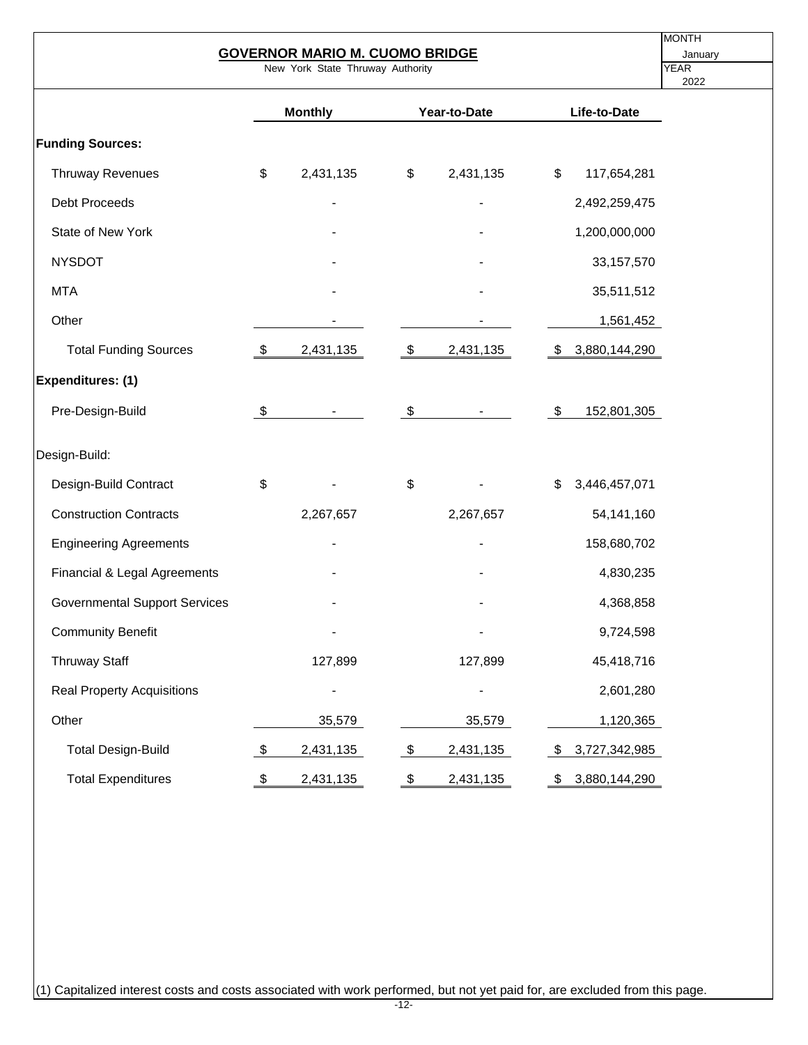# GOVERNOR MARIO M. CUOMO BRIDGE

New York State Thruway Authority

MONTH: January
YEAR: 2022

| | Monthly | Year-to-Date | Life-to-Date |
|---|---|---|---|
| **Funding Sources:** | | | |
| Thruway Revenues | $ 2,431,135 | $ 2,431,135 | $ 117,654,281 |
| Debt Proceeds | - | - | 2,492,259,475 |
| State of New York | - | - | 1,200,000,000 |
| NYSDOT | - | - | 33,157,570 |
| MTA | - | - | 35,511,512 |
| Other | - | - | 1,561,452 |
| Total Funding Sources | $ 2,431,135 | $ 2,431,135 | $ 3,880,144,290 |
| **Expenditures: (1)** | | | |
| Pre-Design-Build | $ - | $ - | $ 152,801,305 |
| Design-Build: | | | |
| Design-Build Contract | $ - | $ - | $ 3,446,457,071 |
| Construction Contracts | 2,267,657 | 2,267,657 | 54,141,160 |
| Engineering Agreements | - | - | 158,680,702 |
| Financial & Legal Agreements | - | - | 4,830,235 |
| Governmental Support Services | - | - | 4,368,858 |
| Community Benefit | - | - | 9,724,598 |
| Thruway Staff | 127,899 | 127,899 | 45,418,716 |
| Real Property Acquisitions | - | - | 2,601,280 |
| Other | 35,579 | 35,579 | 1,120,365 |
| Total Design-Build | $ 2,431,135 | $ 2,431,135 | $ 3,727,342,985 |
| Total Expenditures | $ 2,431,135 | $ 2,431,135 | $ 3,880,144,290 |

(1) Capitalized interest costs and costs associated with work performed, but not yet paid for, are excluded from this page.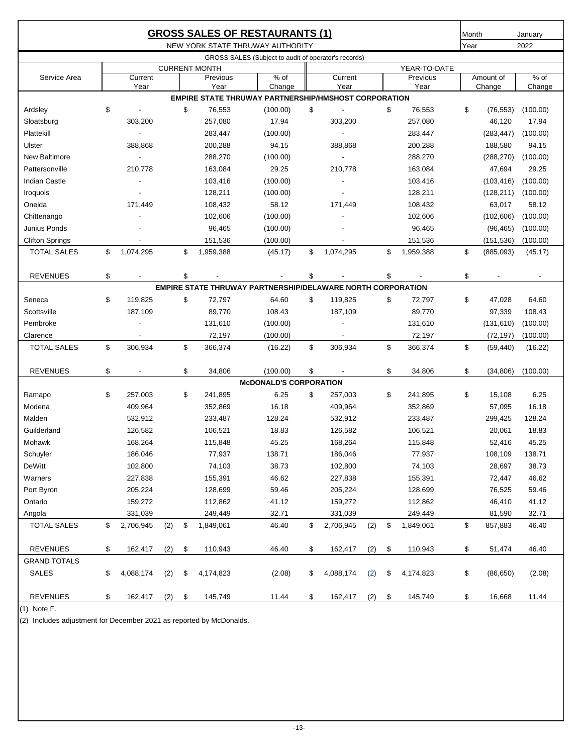# GROSS SALES OF RESTAURANTS (1)

NEW YORK STATE THRUWAY AUTHORITY

Month: January
Year: 2022

GROSS SALES (Subject to audit of operator's records)

| Service Area | CURRENT MONTH Current Year | | Previous Year | % of Change | YEAR-TO-DATE Current Year | | Previous Year | Amount of Change | % of Change |
|---|---|---|---|---|---|---|---|---|---|
| **EMPIRE STATE THRUWAY PARTNERSHIP/HMSHOST CORPORATION** | | | | | | | | | |
| Ardsley | $ - | | $ 76,553 | (100.00) | $ - | | $ 76,553 | $ (76,553) | (100.00) |
| Sloatsburg | 303,200 | | 257,080 | 17.94 | 303,200 | | 257,080 | 46,120 | 17.94 |
| Plattekill | - | | 283,447 | (100.00) | - | | 283,447 | (283,447) | (100.00) |
| Ulster | 388,868 | | 200,288 | 94.15 | 388,868 | | 200,288 | 188,580 | 94.15 |
| New Baltimore | - | | 288,270 | (100.00) | - | | 288,270 | (288,270) | (100.00) |
| Pattersonville | 210,778 | | 163,084 | 29.25 | 210,778 | | 163,084 | 47,694 | 29.25 |
| Indian Castle | - | | 103,416 | (100.00) | - | | 103,416 | (103,416) | (100.00) |
| Iroquois | - | | 128,211 | (100.00) | - | | 128,211 | (128,211) | (100.00) |
| Oneida | 171,449 | | 108,432 | 58.12 | 171,449 | | 108,432 | 63,017 | 58.12 |
| Chittenango | - | | 102,606 | (100.00) | - | | 102,606 | (102,606) | (100.00) |
| Junius Ponds | - | | 96,465 | (100.00) | - | | 96,465 | (96,465) | (100.00) |
| Clifton Springs | - | | 151,536 | (100.00) | - | | 151,536 | (151,536) | (100.00) |
| TOTAL SALES | $ 1,074,295 | | $ 1,959,388 | (45.17) | $ 1,074,295 | | $ 1,959,388 | $ (885,093) | (45.17) |
| REVENUES | $ - | | $ - | - | $ - | | $ - | $ - | - |
| **EMPIRE STATE THRUWAY PARTNERSHIP/DELAWARE NORTH CORPORATION** | | | | | | | | | |
| Seneca | $ 119,825 | | $ 72,797 | 64.60 | $ 119,825 | | $ 72,797 | $ 47,028 | 64.60 |
| Scottsville | 187,109 | | 89,770 | 108.43 | 187,109 | | 89,770 | 97,339 | 108.43 |
| Pembroke | - | | 131,610 | (100.00) | - | | 131,610 | (131,610) | (100.00) |
| Clarence | - | | 72,197 | (100.00) | - | | 72,197 | (72,197) | (100.00) |
| TOTAL SALES | $ 306,934 | | $ 366,374 | (16.22) | $ 306,934 | | $ 366,374 | $ (59,440) | (16.22) |
| REVENUES | $ - | | $ 34,806 | (100.00) | $ - | | $ 34,806 | $ (34,806) | (100.00) |
| **McDONALD'S CORPORATION** | | | | | | | | | |
| Ramapo | $ 257,003 | | $ 241,895 | 6.25 | $ 257,003 | | $ 241,895 | $ 15,108 | 6.25 |
| Modena | 409,964 | | 352,869 | 16.18 | 409,964 | | 352,869 | 57,095 | 16.18 |
| Malden | 532,912 | | 233,487 | 128.24 | 532,912 | | 233,487 | 299,425 | 128.24 |
| Guilderland | 126,582 | | 106,521 | 18.83 | 126,582 | | 106,521 | 20,061 | 18.83 |
| Mohawk | 168,264 | | 115,848 | 45.25 | 168,264 | | 115,848 | 52,416 | 45.25 |
| Schuyler | 186,046 | | 77,937 | 138.71 | 186,046 | | 77,937 | 108,109 | 138.71 |
| DeWitt | 102,800 | | 74,103 | 38.73 | 102,800 | | 74,103 | 28,697 | 38.73 |
| Warners | 227,838 | | 155,391 | 46.62 | 227,838 | | 155,391 | 72,447 | 46.62 |
| Port Byron | 205,224 | | 128,699 | 59.46 | 205,224 | | 128,699 | 76,525 | 59.46 |
| Ontario | 159,272 | | 112,862 | 41.12 | 159,272 | | 112,862 | 46,410 | 41.12 |
| Angola | 331,039 | | 249,449 | 32.71 | 331,039 | | 249,449 | 81,590 | 32.71 |
| TOTAL SALES | $ 2,706,945 | (2) | $ 1,849,061 | 46.40 | $ 2,706,945 | (2) | $ 1,849,061 | $ 857,883 | 46.40 |
| REVENUES | $ 162,417 | (2) | $ 110,943 | 46.40 | $ 162,417 | (2) | $ 110,943 | $ 51,474 | 46.40 |
| **GRAND TOTALS** | | | | | | | | | |
| SALES | $ 4,088,174 | (2) | $ 4,174,823 | (2.08) | $ 4,088,174 | (2) | $ 4,174,823 | $ (86,650) | (2.08) |
| REVENUES | $ 162,417 | (2) | $ 145,749 | 11.44 | $ 162,417 | (2) | $ 145,749 | $ 16,668 | 11.44 |

(1) Note F.

(2) Includes adjustment for December 2021 as reported by McDonalds.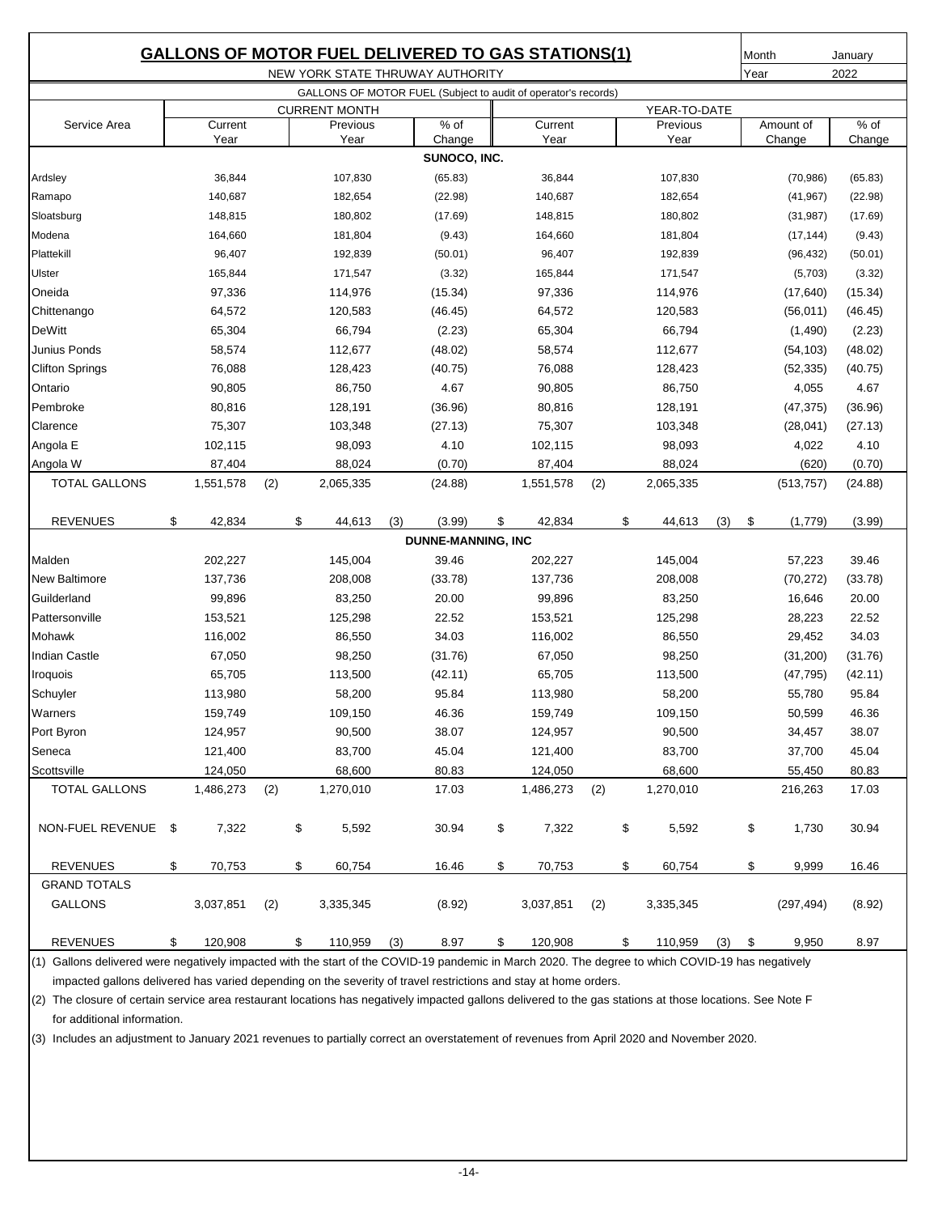# GALLONS OF MOTOR FUEL DELIVERED TO GAS STATIONS(1)

Month: January
Year: 2022

NEW YORK STATE THRUWAY AUTHORITY

GALLONS OF MOTOR FUEL (Subject to audit of operator's records)

| Service Area | CURRENT MONTH Current Year | Previous Year | % of Change | YEAR-TO-DATE Current Year | Previous Year | Amount of Change | % of Change |
|---|---|---|---|---|---|---|---|
| **SUNOCO, INC.** | | | | | | | |
| Ardsley | 36,844 | 107,830 | (65.83) | 36,844 | 107,830 | (70,986) | (65.83) |
| Ramapo | 140,687 | 182,654 | (22.98) | 140,687 | 182,654 | (41,967) | (22.98) |
| Sloatsburg | 148,815 | 180,802 | (17.69) | 148,815 | 180,802 | (31,987) | (17.69) |
| Modena | 164,660 | 181,804 | (9.43) | 164,660 | 181,804 | (17,144) | (9.43) |
| Plattekill | 96,407 | 192,839 | (50.01) | 96,407 | 192,839 | (96,432) | (50.01) |
| Ulster | 165,844 | 171,547 | (3.32) | 165,844 | 171,547 | (5,703) | (3.32) |
| Oneida | 97,336 | 114,976 | (15.34) | 97,336 | 114,976 | (17,640) | (15.34) |
| Chittenango | 64,572 | 120,583 | (46.45) | 64,572 | 120,583 | (56,011) | (46.45) |
| DeWitt | 65,304 | 66,794 | (2.23) | 65,304 | 66,794 | (1,490) | (2.23) |
| Junius Ponds | 58,574 | 112,677 | (48.02) | 58,574 | 112,677 | (54,103) | (48.02) |
| Clifton Springs | 76,088 | 128,423 | (40.75) | 76,088 | 128,423 | (52,335) | (40.75) |
| Ontario | 90,805 | 86,750 | 4.67 | 90,805 | 86,750 | 4,055 | 4.67 |
| Pembroke | 80,816 | 128,191 | (36.96) | 80,816 | 128,191 | (47,375) | (36.96) |
| Clarence | 75,307 | 103,348 | (27.13) | 75,307 | 103,348 | (28,041) | (27.13) |
| Angola E | 102,115 | 98,093 | 4.10 | 102,115 | 98,093 | 4,022 | 4.10 |
| Angola W | 87,404 | 88,024 | (0.70) | 87,404 | 88,024 | (620) | (0.70) |
| TOTAL GALLONS | 1,551,578 (2) | 2,065,335 | (24.88) | 1,551,578 (2) | 2,065,335 | (513,757) | (24.88) |
| REVENUES | $ 42,834 | $ 44,613 (3) | (3.99) | $ 42,834 | $ 44,613 (3) | $ (1,779) | (3.99) |
| **DUNNE-MANNING, INC** | | | | | | | |
| Malden | 202,227 | 145,004 | 39.46 | 202,227 | 145,004 | 57,223 | 39.46 |
| New Baltimore | 137,736 | 208,008 | (33.78) | 137,736 | 208,008 | (70,272) | (33.78) |
| Guilderland | 99,896 | 83,250 | 20.00 | 99,896 | 83,250 | 16,646 | 20.00 |
| Pattersonville | 153,521 | 125,298 | 22.52 | 153,521 | 125,298 | 28,223 | 22.52 |
| Mohawk | 116,002 | 86,550 | 34.03 | 116,002 | 86,550 | 29,452 | 34.03 |
| Indian Castle | 67,050 | 98,250 | (31.76) | 67,050 | 98,250 | (31,200) | (31.76) |
| Iroquois | 65,705 | 113,500 | (42.11) | 65,705 | 113,500 | (47,795) | (42.11) |
| Schuyler | 113,980 | 58,200 | 95.84 | 113,980 | 58,200 | 55,780 | 95.84 |
| Warners | 159,749 | 109,150 | 46.36 | 159,749 | 109,150 | 50,599 | 46.36 |
| Port Byron | 124,957 | 90,500 | 38.07 | 124,957 | 90,500 | 34,457 | 38.07 |
| Seneca | 121,400 | 83,700 | 45.04 | 121,400 | 83,700 | 37,700 | 45.04 |
| Scottsville | 124,050 | 68,600 | 80.83 | 124,050 | 68,600 | 55,450 | 80.83 |
| TOTAL GALLONS | 1,486,273 (2) | 1,270,010 | 17.03 | 1,486,273 (2) | 1,270,010 | 216,263 | 17.03 |
| NON-FUEL REVENUE | $ 7,322 | $ 5,592 | 30.94 | $ 7,322 | $ 5,592 | $ 1,730 | 30.94 |
| REVENUES | $ 70,753 | $ 60,754 | 16.46 | $ 70,753 | $ 60,754 | $ 9,999 | 16.46 |
| **GRAND TOTALS** | | | | | | | |
| GALLONS | 3,037,851 (2) | 3,335,345 | (8.92) | 3,037,851 (2) | 3,335,345 | (297,494) | (8.92) |
| REVENUES | $ 120,908 | $ 110,959 (3) | 8.97 | $ 120,908 | $ 110,959 (3) | $ 9,950 | 8.97 |

(1) Gallons delivered were negatively impacted with the start of the COVID-19 pandemic in March 2020. The degree to which COVID-19 has negatively impacted gallons delivered has varied depending on the severity of travel restrictions and stay at home orders.

(2) The closure of certain service area restaurant locations has negatively impacted gallons delivered to the gas stations at those locations. See Note F for additional information.

(3) Includes an adjustment to January 2021 revenues to partially correct an overstatement of revenues from April 2020 and November 2020.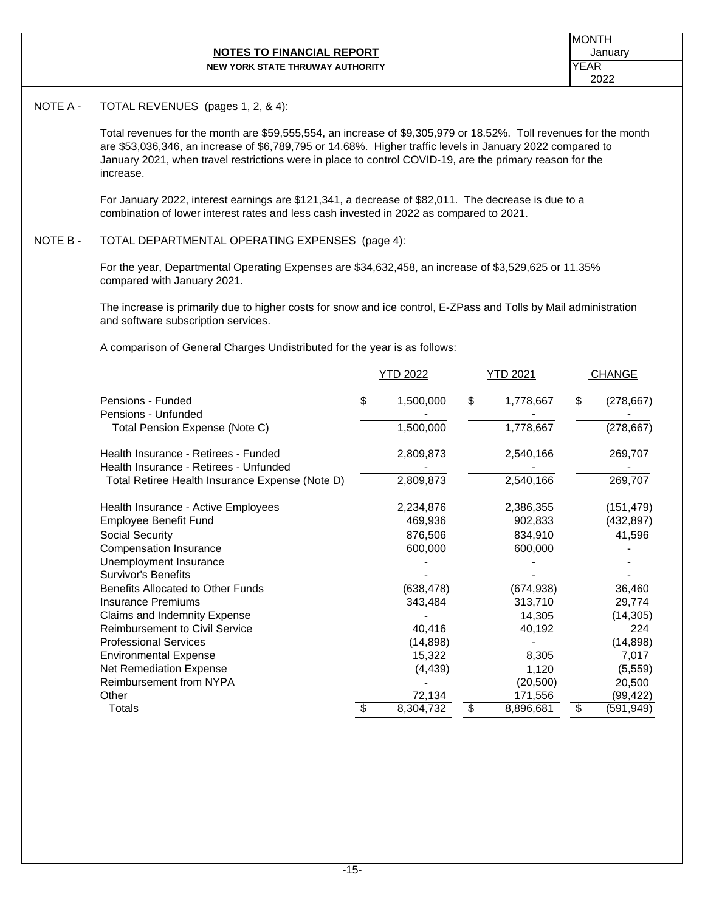## NOTES TO FINANCIAL REPORT

**NEW YORK STATE THRUWAY AUTHORITY**

MONTH: January
YEAR: 2022

NOTE A - TOTAL REVENUES (pages 1, 2, & 4):

Total revenues for the month are $59,555,554, an increase of $9,305,979 or 18.52%. Toll revenues for the month are $53,036,346, an increase of $6,789,795 or 14.68%. Higher traffic levels in January 2022 compared to January 2021, when travel restrictions were in place to control COVID-19, are the primary reason for the increase.

For January 2022, interest earnings are $121,341, a decrease of $82,011. The decrease is due to a combination of lower interest rates and less cash invested in 2022 as compared to 2021.

NOTE B - TOTAL DEPARTMENTAL OPERATING EXPENSES (page 4):

For the year, Departmental Operating Expenses are $34,632,458, an increase of $3,529,625 or 11.35% compared with January 2021.

The increase is primarily due to higher costs for snow and ice control, E-ZPass and Tolls by Mail administration and software subscription services.

A comparison of General Charges Undistributed for the year is as follows:

| | YTD 2022 | YTD 2021 | CHANGE |
|---|---|---|---|
| Pensions - Funded | $ 1,500,000 | $ 1,778,667 | $ (278,667) |
| Pensions - Unfunded | - | - | - |
| Total Pension Expense (Note C) | 1,500,000 | 1,778,667 | (278,667) |
| Health Insurance - Retirees - Funded | 2,809,873 | 2,540,166 | 269,707 |
| Health Insurance - Retirees - Unfunded | - | - | - |
| Total Retiree Health Insurance Expense (Note D) | 2,809,873 | 2,540,166 | 269,707 |
| Health Insurance - Active Employees | 2,234,876 | 2,386,355 | (151,479) |
| Employee Benefit Fund | 469,936 | 902,833 | (432,897) |
| Social Security | 876,506 | 834,910 | 41,596 |
| Compensation Insurance | 600,000 | 600,000 | - |
| Unemployment Insurance | - | - | - |
| Survivor's Benefits | - | - | - |
| Benefits Allocated to Other Funds | (638,478) | (674,938) | 36,460 |
| Insurance Premiums | 343,484 | 313,710 | 29,774 |
| Claims and Indemnity Expense | - | 14,305 | (14,305) |
| Reimbursement to Civil Service | 40,416 | 40,192 | 224 |
| Professional Services | (14,898) | - | (14,898) |
| Environmental Expense | 15,322 | 8,305 | 7,017 |
| Net Remediation Expense | (4,439) | 1,120 | (5,559) |
| Reimbursement from NYPA | - | (20,500) | 20,500 |
| Other | 72,134 | 171,556 | (99,422) |
| Totals | $ 8,304,732 | $ 8,896,681 | $ (591,949) |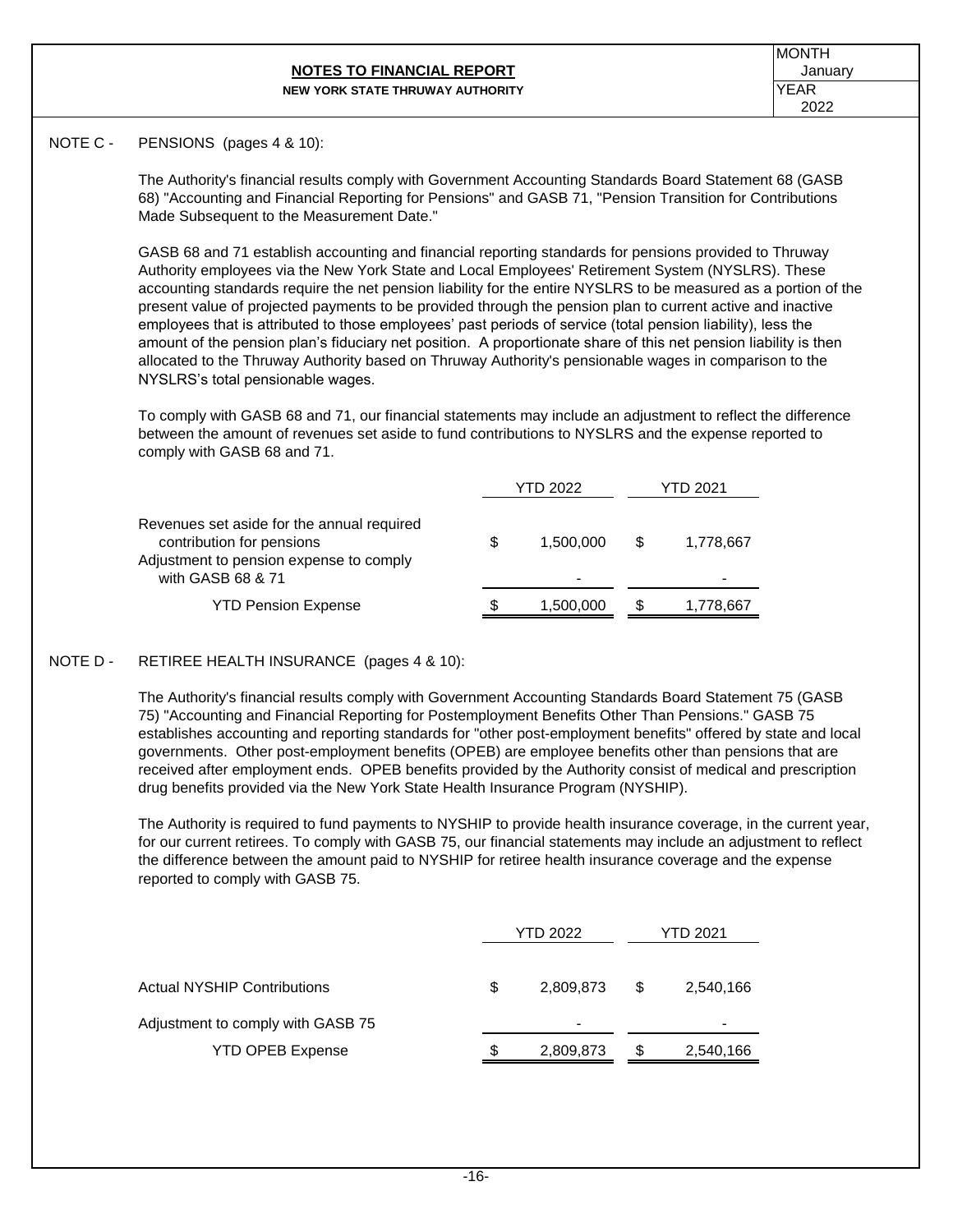## NOTES TO FINANCIAL REPORT

**NEW YORK STATE THRUWAY AUTHORITY**

| MONTH | January |
|---|---|
| YEAR | 2022 |

NOTE C - PENSIONS (pages 4 & 10):

The Authority's financial results comply with Government Accounting Standards Board Statement 68 (GASB 68) "Accounting and Financial Reporting for Pensions" and GASB 71, "Pension Transition for Contributions Made Subsequent to the Measurement Date."

GASB 68 and 71 establish accounting and financial reporting standards for pensions provided to Thruway Authority employees via the New York State and Local Employees' Retirement System (NYSLRS). These accounting standards require the net pension liability for the entire NYSLRS to be measured as a portion of the present value of projected payments to be provided through the pension plan to current active and inactive employees that is attributed to those employees' past periods of service (total pension liability), less the amount of the pension plan's fiduciary net position. A proportionate share of this net pension liability is then allocated to the Thruway Authority based on Thruway Authority's pensionable wages in comparison to the NYSLRS's total pensionable wages.

To comply with GASB 68 and 71, our financial statements may include an adjustment to reflect the difference between the amount of revenues set aside to fund contributions to NYSLRS and the expense reported to comply with GASB 68 and 71.

| | YTD 2022 | YTD 2021 |
|---|---|---|
| Revenues set aside for the annual required contribution for pensions | $ 1,500,000 | $ 1,778,667 |
| Adjustment to pension expense to comply with GASB 68 & 71 | - | - |
| YTD Pension Expense | $ 1,500,000 | $ 1,778,667 |

NOTE D - RETIREE HEALTH INSURANCE (pages 4 & 10):

The Authority's financial results comply with Government Accounting Standards Board Statement 75 (GASB 75) "Accounting and Financial Reporting for Postemployment Benefits Other Than Pensions." GASB 75 establishes accounting and reporting standards for "other post-employment benefits" offered by state and local governments. Other post-employment benefits (OPEB) are employee benefits other than pensions that are received after employment ends. OPEB benefits provided by the Authority consist of medical and prescription drug benefits provided via the New York State Health Insurance Program (NYSHIP).

The Authority is required to fund payments to NYSHIP to provide health insurance coverage, in the current year, for our current retirees. To comply with GASB 75, our financial statements may include an adjustment to reflect the difference between the amount paid to NYSHIP for retiree health insurance coverage and the expense reported to comply with GASB 75.

| | YTD 2022 | YTD 2021 |
|---|---|---|
| Actual NYSHIP Contributions | $ 2,809,873 | $ 2,540,166 |
| Adjustment to comply with GASB 75 | - | - |
| YTD OPEB Expense | $ 2,809,873 | $ 2,540,166 |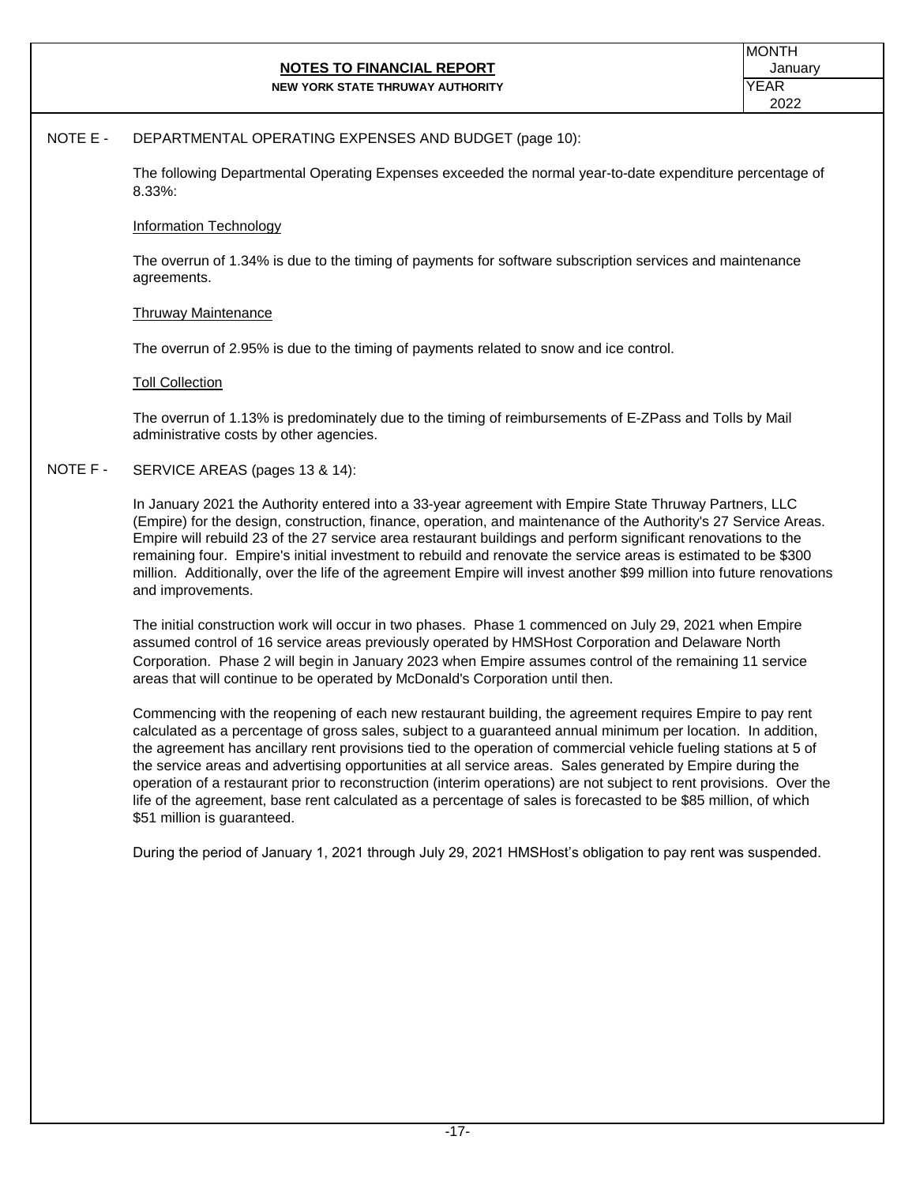## NOTES TO FINANCIAL REPORT

**NEW YORK STATE THRUWAY AUTHORITY**

MONTH January
YEAR 2022

NOTE E - DEPARTMENTAL OPERATING EXPENSES AND BUDGET (page 10):

The following Departmental Operating Expenses exceeded the normal year-to-date expenditure percentage of 8.33%:

Information Technology

The overrun of 1.34% is due to the timing of payments for software subscription services and maintenance agreements.

Thruway Maintenance

The overrun of 2.95% is due to the timing of payments related to snow and ice control.

Toll Collection

The overrun of 1.13% is predominately due to the timing of reimbursements of E-ZPass and Tolls by Mail administrative costs by other agencies.

NOTE F - SERVICE AREAS (pages 13 & 14):

In January 2021 the Authority entered into a 33-year agreement with Empire State Thruway Partners, LLC (Empire) for the design, construction, finance, operation, and maintenance of the Authority's 27 Service Areas. Empire will rebuild 23 of the 27 service area restaurant buildings and perform significant renovations to the remaining four. Empire's initial investment to rebuild and renovate the service areas is estimated to be $300 million. Additionally, over the life of the agreement Empire will invest another $99 million into future renovations and improvements.

The initial construction work will occur in two phases. Phase 1 commenced on July 29, 2021 when Empire assumed control of 16 service areas previously operated by HMSHost Corporation and Delaware North Corporation. Phase 2 will begin in January 2023 when Empire assumes control of the remaining 11 service areas that will continue to be operated by McDonald's Corporation until then.

Commencing with the reopening of each new restaurant building, the agreement requires Empire to pay rent calculated as a percentage of gross sales, subject to a guaranteed annual minimum per location. In addition, the agreement has ancillary rent provisions tied to the operation of commercial vehicle fueling stations at 5 of the service areas and advertising opportunities at all service areas. Sales generated by Empire during the operation of a restaurant prior to reconstruction (interim operations) are not subject to rent provisions. Over the life of the agreement, base rent calculated as a percentage of sales is forecasted to be $85 million, of which $51 million is guaranteed.

During the period of January 1, 2021 through July 29, 2021 HMSHost's obligation to pay rent was suspended.